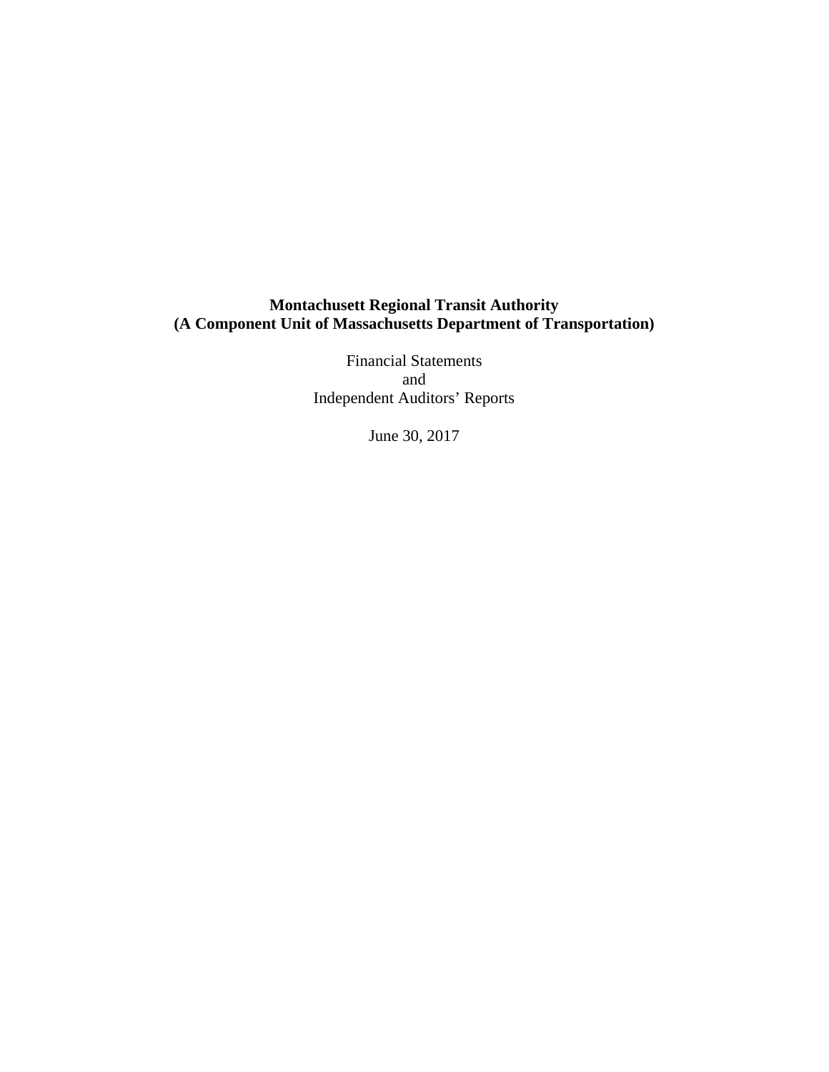# Montachusett Regional Transit Authority
# (A Component Unit of Massachusetts Department of Transportation)

Financial Statements
and
Independent Auditors' Reports

June 30, 2017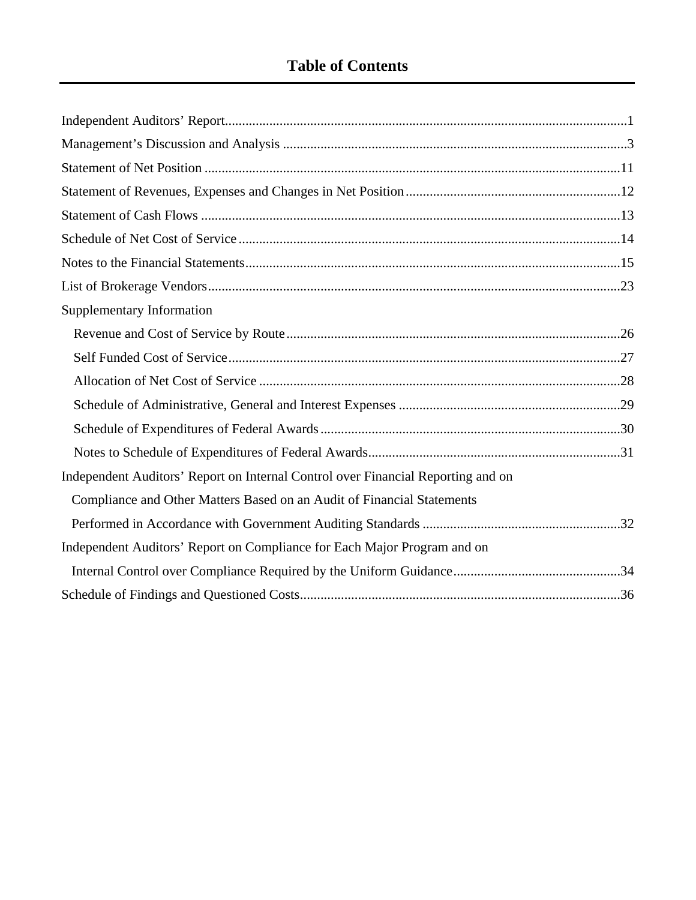# Table of Contents

| | |
|---|---|
| Independent Auditors' Report | 1 |
| Management's Discussion and Analysis | 3 |
| Statement of Net Position | 11 |
| Statement of Revenues, Expenses and Changes in Net Position | 12 |
| Statement of Cash Flows | 13 |
| Schedule of Net Cost of Service | 14 |
| Notes to the Financial Statements | 15 |
| List of Brokerage Vendors | 23 |
| Supplementary Information | |
| Revenue and Cost of Service by Route | 26 |
| Self Funded Cost of Service | 27 |
| Allocation of Net Cost of Service | 28 |
| Schedule of Administrative, General and Interest Expenses | 29 |
| Schedule of Expenditures of Federal Awards | 30 |
| Notes to Schedule of Expenditures of Federal Awards | 31 |
| Independent Auditors' Report on Internal Control over Financial Reporting and on Compliance and Other Matters Based on an Audit of Financial Statements Performed in Accordance with Government Auditing Standards | 32 |
| Independent Auditors' Report on Compliance for Each Major Program and on Internal Control over Compliance Required by the Uniform Guidance | 34 |
| Schedule of Findings and Questioned Costs | 36 |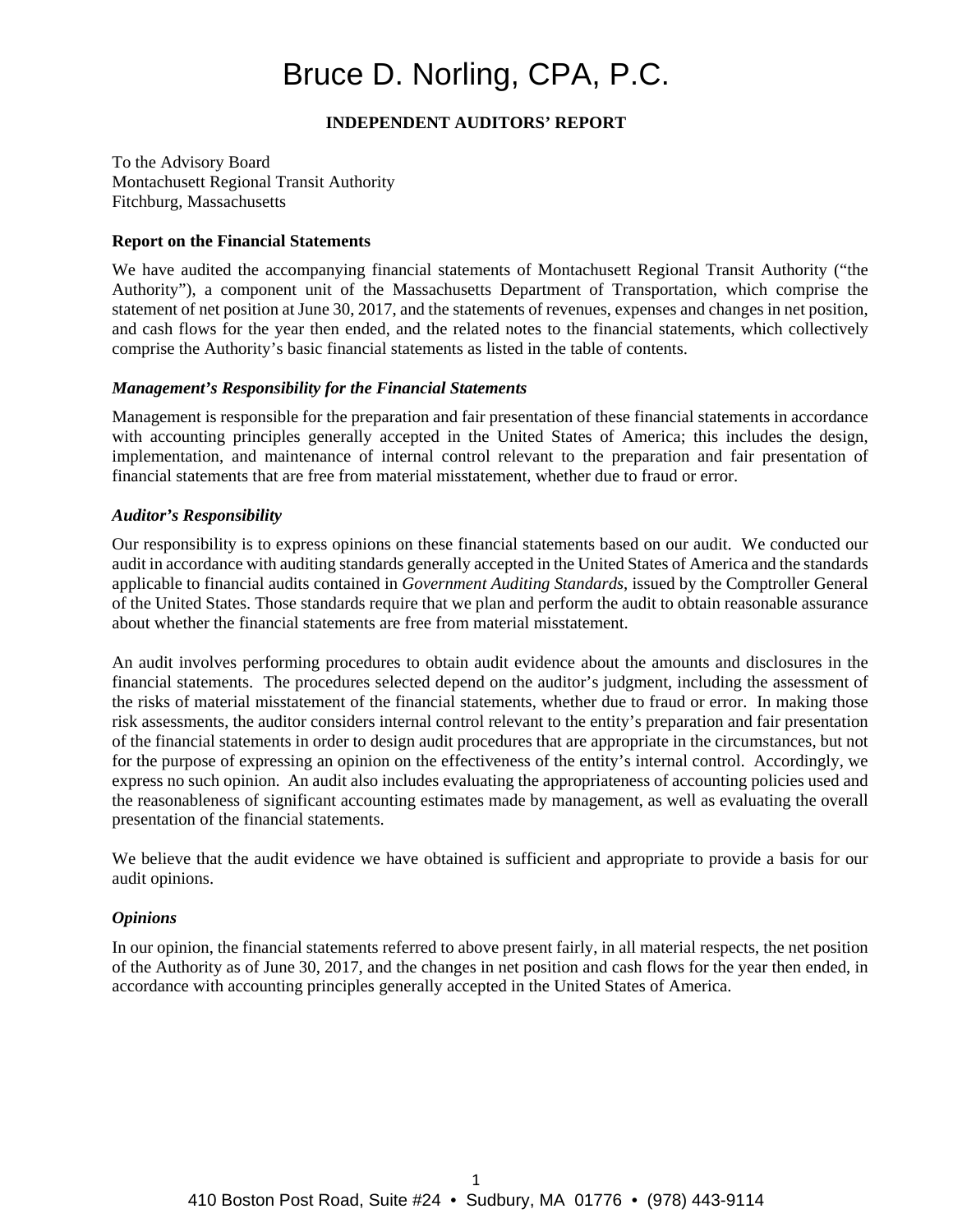# Bruce D. Norling, CPA, P.C.

**INDEPENDENT AUDITORS' REPORT**

To the Advisory Board
Montachusett Regional Transit Authority
Fitchburg, Massachusetts

**Report on the Financial Statements**

We have audited the accompanying financial statements of Montachusett Regional Transit Authority ("the Authority"), a component unit of the Massachusetts Department of Transportation, which comprise the statement of net position at June 30, 2017, and the statements of revenues, expenses and changes in net position, and cash flows for the year then ended, and the related notes to the financial statements, which collectively comprise the Authority's basic financial statements as listed in the table of contents.

***Management's Responsibility for the Financial Statements***

Management is responsible for the preparation and fair presentation of these financial statements in accordance with accounting principles generally accepted in the United States of America; this includes the design, implementation, and maintenance of internal control relevant to the preparation and fair presentation of financial statements that are free from material misstatement, whether due to fraud or error.

***Auditor's Responsibility***

Our responsibility is to express opinions on these financial statements based on our audit. We conducted our audit in accordance with auditing standards generally accepted in the United States of America and the standards applicable to financial audits contained in *Government Auditing Standards*, issued by the Comptroller General of the United States. Those standards require that we plan and perform the audit to obtain reasonable assurance about whether the financial statements are free from material misstatement.

An audit involves performing procedures to obtain audit evidence about the amounts and disclosures in the financial statements. The procedures selected depend on the auditor's judgment, including the assessment of the risks of material misstatement of the financial statements, whether due to fraud or error. In making those risk assessments, the auditor considers internal control relevant to the entity's preparation and fair presentation of the financial statements in order to design audit procedures that are appropriate in the circumstances, but not for the purpose of expressing an opinion on the effectiveness of the entity's internal control. Accordingly, we express no such opinion. An audit also includes evaluating the appropriateness of accounting policies used and the reasonableness of significant accounting estimates made by management, as well as evaluating the overall presentation of the financial statements.

We believe that the audit evidence we have obtained is sufficient and appropriate to provide a basis for our audit opinions.

***Opinions***

In our opinion, the financial statements referred to above present fairly, in all material respects, the net position of the Authority as of June 30, 2017, and the changes in net position and cash flows for the year then ended, in accordance with accounting principles generally accepted in the United States of America.

410 Boston Post Road, Suite #24 • Sudbury, MA 01776 • (978) 443-9114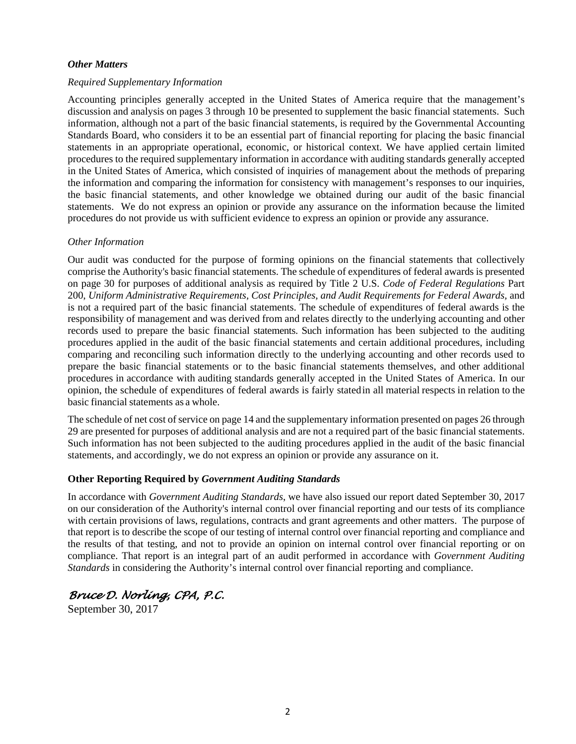***Other Matters***

*Required Supplementary Information*

Accounting principles generally accepted in the United States of America require that the management's discussion and analysis on pages 3 through 10 be presented to supplement the basic financial statements. Such information, although not a part of the basic financial statements, is required by the Governmental Accounting Standards Board, who considers it to be an essential part of financial reporting for placing the basic financial statements in an appropriate operational, economic, or historical context. We have applied certain limited procedures to the required supplementary information in accordance with auditing standards generally accepted in the United States of America, which consisted of inquiries of management about the methods of preparing the information and comparing the information for consistency with management's responses to our inquiries, the basic financial statements, and other knowledge we obtained during our audit of the basic financial statements. We do not express an opinion or provide any assurance on the information because the limited procedures do not provide us with sufficient evidence to express an opinion or provide any assurance.

*Other Information*

Our audit was conducted for the purpose of forming opinions on the financial statements that collectively comprise the Authority's basic financial statements. The schedule of expenditures of federal awards is presented on page 30 for purposes of additional analysis as required by Title 2 U.S. *Code of Federal Regulations* Part 200, *Uniform Administrative Requirements, Cost Principles, and Audit Requirements for Federal Awards*, and is not a required part of the basic financial statements. The schedule of expenditures of federal awards is the responsibility of management and was derived from and relates directly to the underlying accounting and other records used to prepare the basic financial statements. Such information has been subjected to the auditing procedures applied in the audit of the basic financial statements and certain additional procedures, including comparing and reconciling such information directly to the underlying accounting and other records used to prepare the basic financial statements or to the basic financial statements themselves, and other additional procedures in accordance with auditing standards generally accepted in the United States of America. In our opinion, the schedule of expenditures of federal awards is fairly stated in all material respects in relation to the basic financial statements as a whole.

The schedule of net cost of service on page 14 and the supplementary information presented on pages 26 through 29 are presented for purposes of additional analysis and are not a required part of the basic financial statements. Such information has not been subjected to the auditing procedures applied in the audit of the basic financial statements, and accordingly, we do not express an opinion or provide any assurance on it.

**Other Reporting Required by *Government Auditing Standards***

In accordance with *Government Auditing Standards*, we have also issued our report dated September 30, 2017 on our consideration of the Authority's internal control over financial reporting and our tests of its compliance with certain provisions of laws, regulations, contracts and grant agreements and other matters. The purpose of that report is to describe the scope of our testing of internal control over financial reporting and compliance and the results of that testing, and not to provide an opinion on internal control over financial reporting or on compliance. That report is an integral part of an audit performed in accordance with *Government Auditing Standards* in considering the Authority's internal control over financial reporting and compliance.

*Bruce D. Norling, CPA, P.C.*

September 30, 2017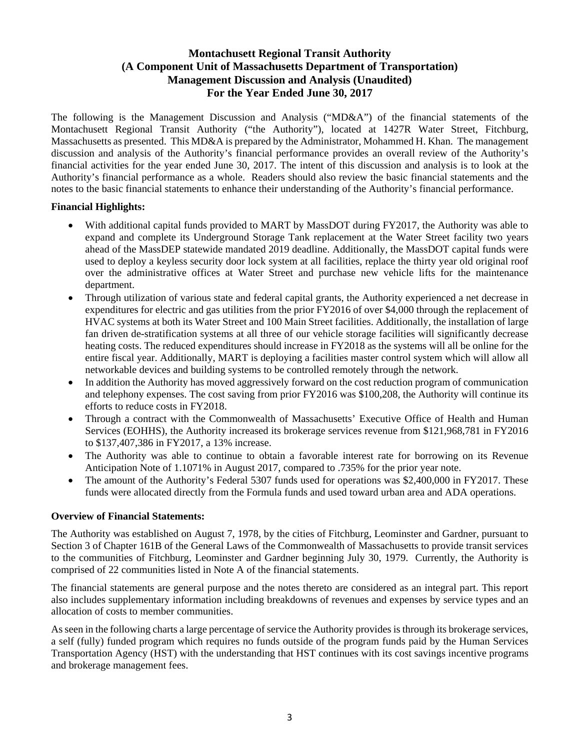# Montachusett Regional Transit Authority
## (A Component Unit of Massachusetts Department of Transportation)
## Management Discussion and Analysis (Unaudited)
## For the Year Ended June 30, 2017

The following is the Management Discussion and Analysis ("MD&A") of the financial statements of the Montachusett Regional Transit Authority ("the Authority"), located at 1427R Water Street, Fitchburg, Massachusetts as presented. This MD&A is prepared by the Administrator, Mohammed H. Khan. The management discussion and analysis of the Authority's financial performance provides an overall review of the Authority's financial activities for the year ended June 30, 2017. The intent of this discussion and analysis is to look at the Authority's financial performance as a whole. Readers should also review the basic financial statements and the notes to the basic financial statements to enhance their understanding of the Authority's financial performance.

**Financial Highlights:**

- With additional capital funds provided to MART by MassDOT during FY2017, the Authority was able to expand and complete its Underground Storage Tank replacement at the Water Street facility two years ahead of the MassDEP statewide mandated 2019 deadline. Additionally, the MassDOT capital funds were used to deploy a keyless security door lock system at all facilities, replace the thirty year old original roof over the administrative offices at Water Street and purchase new vehicle lifts for the maintenance department.
- Through utilization of various state and federal capital grants, the Authority experienced a net decrease in expenditures for electric and gas utilities from the prior FY2016 of over $4,000 through the replacement of HVAC systems at both its Water Street and 100 Main Street facilities. Additionally, the installation of large fan driven de-stratification systems at all three of our vehicle storage facilities will significantly decrease heating costs. The reduced expenditures should increase in FY2018 as the systems will all be online for the entire fiscal year. Additionally, MART is deploying a facilities master control system which will allow all networkable devices and building systems to be controlled remotely through the network.
- In addition the Authority has moved aggressively forward on the cost reduction program of communication and telephony expenses. The cost saving from prior FY2016 was $100,208, the Authority will continue its efforts to reduce costs in FY2018.
- Through a contract with the Commonwealth of Massachusetts' Executive Office of Health and Human Services (EOHHS), the Authority increased its brokerage services revenue from $121,968,781 in FY2016 to $137,407,386 in FY2017, a 13% increase.
- The Authority was able to continue to obtain a favorable interest rate for borrowing on its Revenue Anticipation Note of 1.1071% in August 2017, compared to .735% for the prior year note.
- The amount of the Authority's Federal 5307 funds used for operations was $2,400,000 in FY2017. These funds were allocated directly from the Formula funds and used toward urban area and ADA operations.

**Overview of Financial Statements:**

The Authority was established on August 7, 1978, by the cities of Fitchburg, Leominster and Gardner, pursuant to Section 3 of Chapter 161B of the General Laws of the Commonwealth of Massachusetts to provide transit services to the communities of Fitchburg, Leominster and Gardner beginning July 30, 1979. Currently, the Authority is comprised of 22 communities listed in Note A of the financial statements.

The financial statements are general purpose and the notes thereto are considered as an integral part. This report also includes supplementary information including breakdowns of revenues and expenses by service types and an allocation of costs to member communities.

As seen in the following charts a large percentage of service the Authority provides is through its brokerage services, a self (fully) funded program which requires no funds outside of the program funds paid by the Human Services Transportation Agency (HST) with the understanding that HST continues with its cost savings incentive programs and brokerage management fees.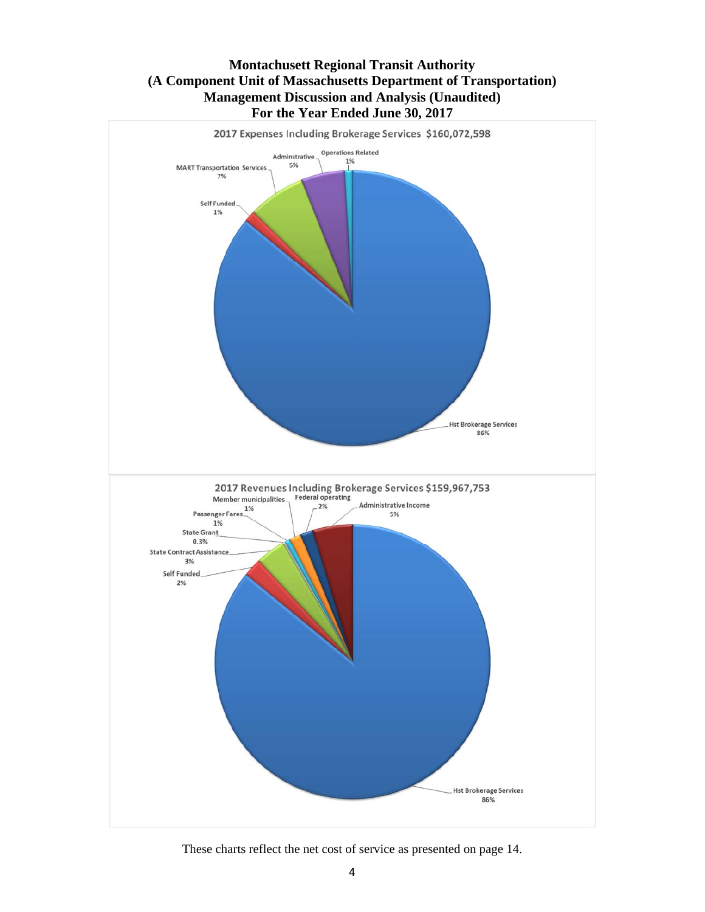# Montachusett Regional Transit Authority
# (A Component Unit of Massachusetts Department of Transportation)
# Management Discussion and Analysis (Unaudited)
# For the Year Ended June 30, 2017

2017 Expenses Including Brokerage Services $160,072,598

- Hst Brokerage Services 86%
- MART Transportation Services 7%
- Adminstrative 5%
- Self Funded 1%
- Operations Related 1%

2017 Revenues Including Brokerage Services $159,967,753

- Hst Brokerage Services 86%
- Administrative Income 5%
- State Contract Assistance 3%
- Self Funded 2%
- Federal operating 2%
- Member municipalities 1%
- Passenger Fares 1%
- State Grant 0.3%

These charts reflect the net cost of service as presented on page 14.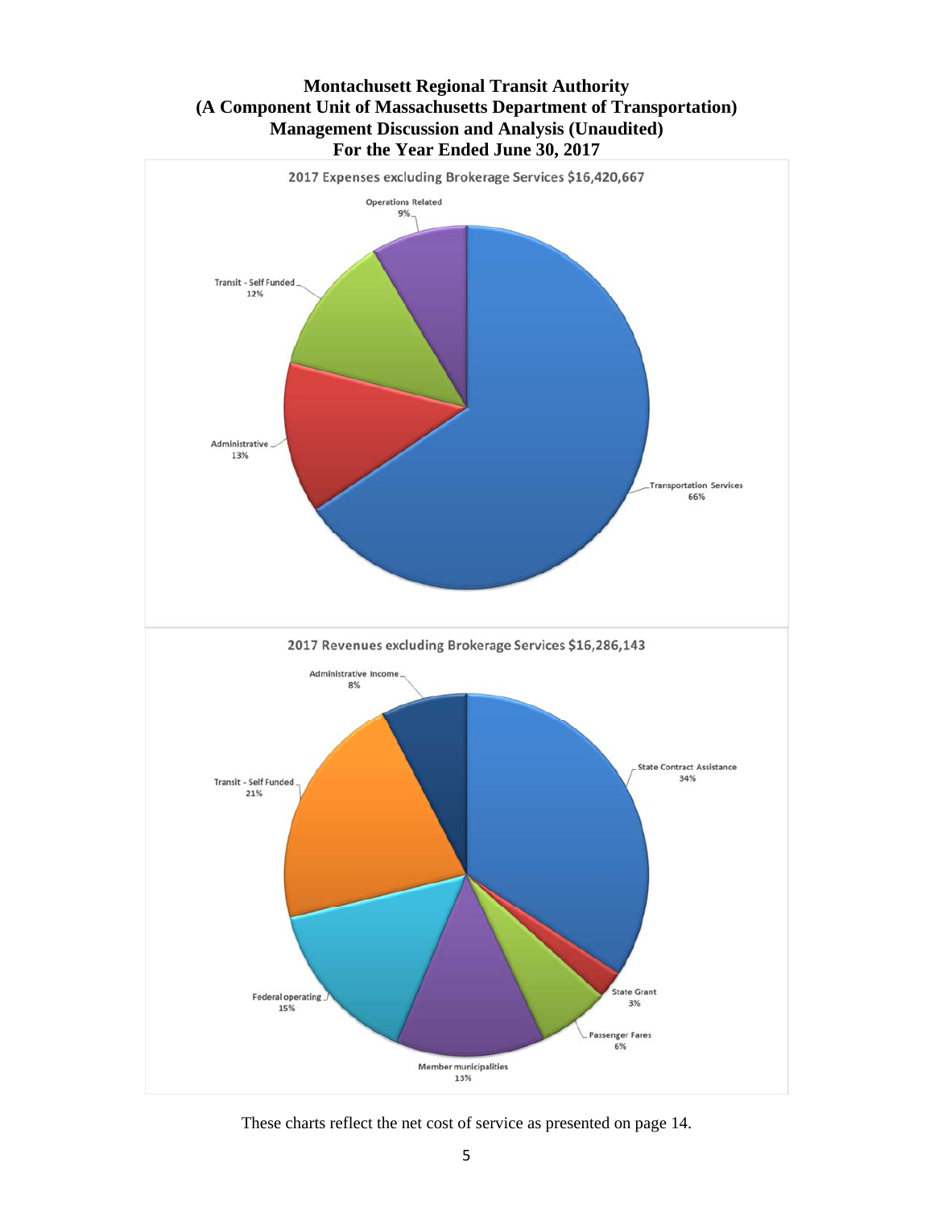**Montachusett Regional Transit Authority**
**(A Component Unit of Massachusetts Department of Transportation)**
**Management Discussion and Analysis (Unaudited)**
**For the Year Ended June 30, 2017**

2017 Expenses excluding Brokerage Services $16,420,667

| Category | Percentage |
|---|---|
| Transportation Services | 66% |
| Administrative | 13% |
| Transit - Self Funded | 12% |
| Operations Related | 9% |

2017 Revenues excluding Brokerage Services $16,286,143

| Category | Percentage |
|---|---|
| State Contract Assistance | 34% |
| State Grant | 3% |
| Passenger Fares | 6% |
| Member municipalities | 13% |
| Federal operating | 15% |
| Transit - Self Funded | 21% |
| Administrative Income | 8% |

These charts reflect the net cost of service as presented on page 14.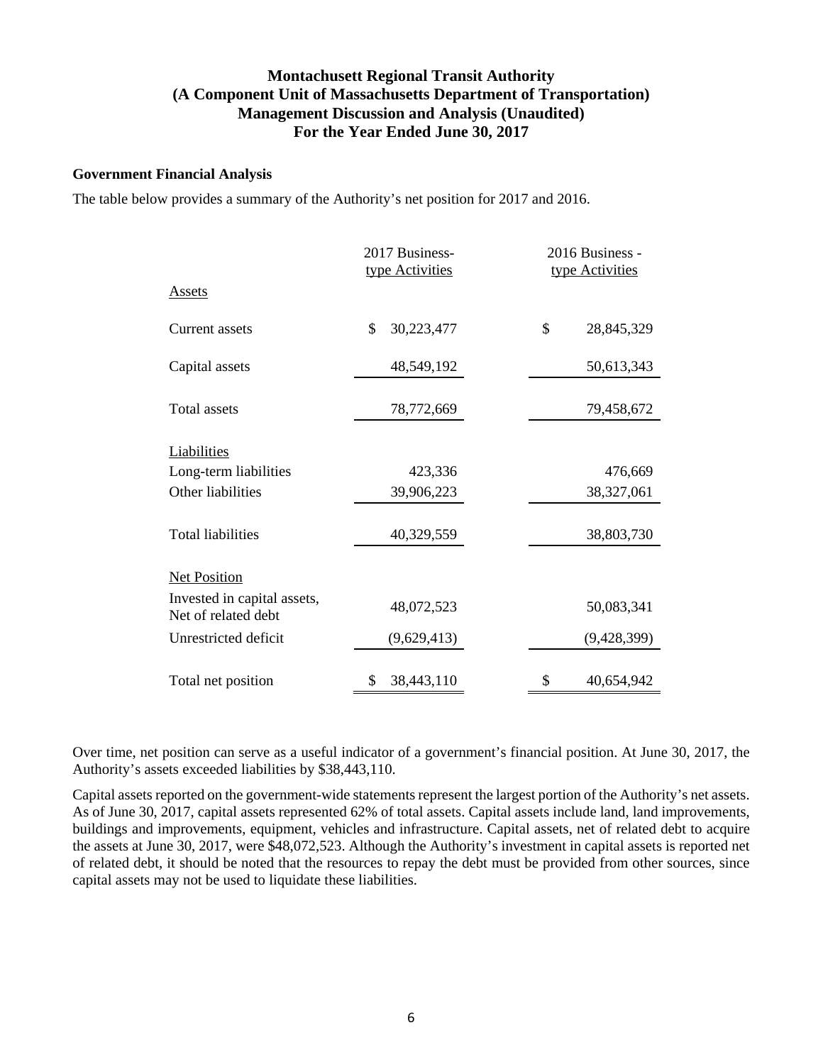# Montachusett Regional Transit Authority
# (A Component Unit of Massachusetts Department of Transportation)
# Management Discussion and Analysis (Unaudited)
# For the Year Ended June 30, 2017

**Government Financial Analysis**

The table below provides a summary of the Authority's net position for 2017 and 2016.

| | 2017 Business-type Activities | 2016 Business - type Activities |
|---|---|---|
| Assets | | |
| Current assets | $ 30,223,477 | $ 28,845,329 |
| Capital assets | 48,549,192 | 50,613,343 |
| Total assets | 78,772,669 | 79,458,672 |
| Liabilities | | |
| Long-term liabilities | 423,336 | 476,669 |
| Other liabilities | 39,906,223 | 38,327,061 |
| Total liabilities | 40,329,559 | 38,803,730 |
| Net Position | | |
| Invested in capital assets, Net of related debt | 48,072,523 | 50,083,341 |
| Unrestricted deficit | (9,629,413) | (9,428,399) |
| Total net position | $ 38,443,110 | $ 40,654,942 |

Over time, net position can serve as a useful indicator of a government's financial position. At June 30, 2017, the Authority's assets exceeded liabilities by $38,443,110.

Capital assets reported on the government-wide statements represent the largest portion of the Authority's net assets. As of June 30, 2017, capital assets represented 62% of total assets. Capital assets include land, land improvements, buildings and improvements, equipment, vehicles and infrastructure. Capital assets, net of related debt to acquire the assets at June 30, 2017, were $48,072,523. Although the Authority's investment in capital assets is reported net of related debt, it should be noted that the resources to repay the debt must be provided from other sources, since capital assets may not be used to liquidate these liabilities.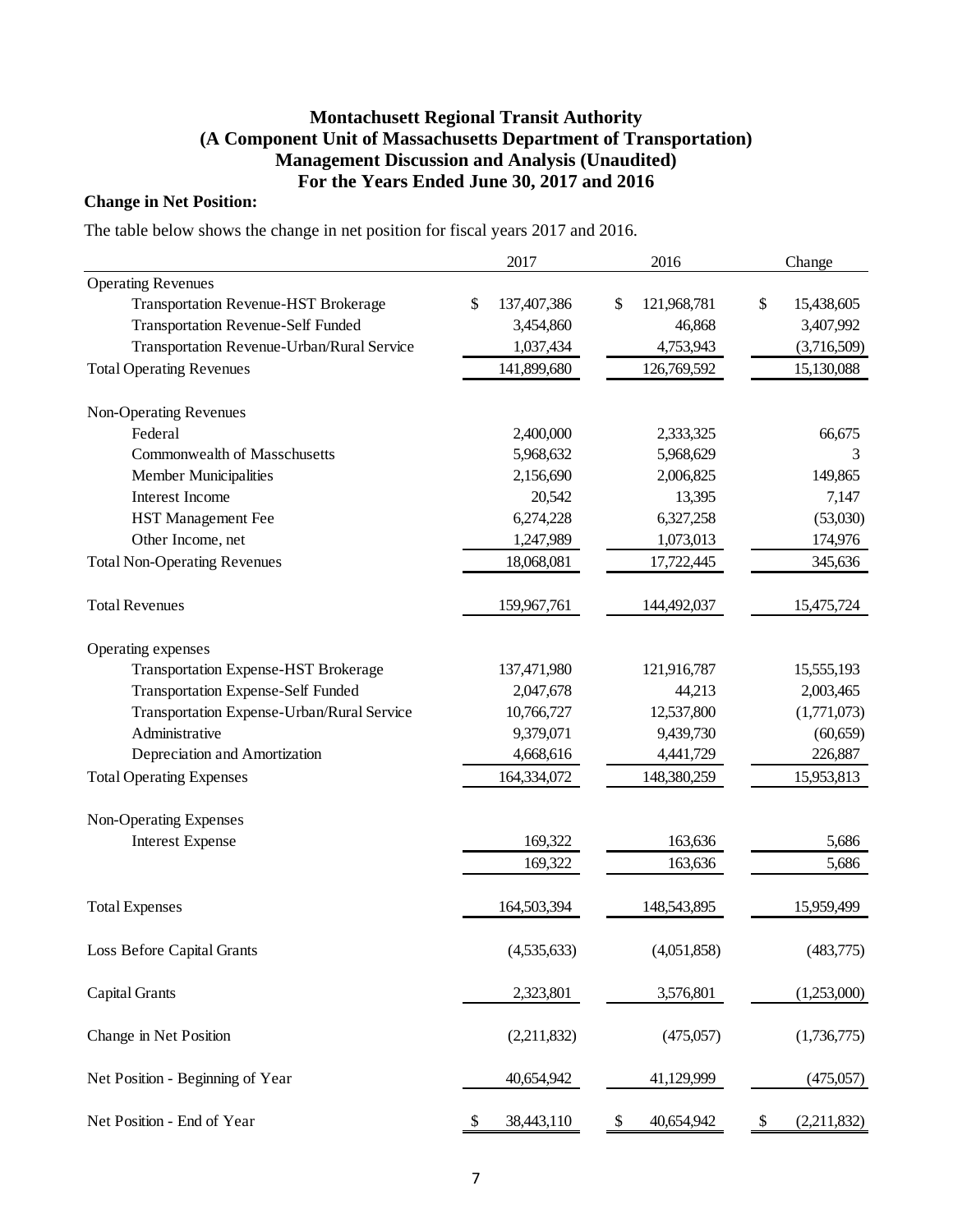# Montachusett Regional Transit Authority
# (A Component Unit of Massachusetts Department of Transportation)
# Management Discussion and Analysis (Unaudited)
# For the Years Ended June 30, 2017 and 2016

**Change in Net Position:**

The table below shows the change in net position for fiscal years 2017 and 2016.

| | 2017 | 2016 | Change |
|---|---|---|---|
| Operating Revenues | | | |
| Transportation Revenue-HST Brokerage | $ 137,407,386 | $ 121,968,781 | $ 15,438,605 |
| Transportation Revenue-Self Funded | 3,454,860 | 46,868 | 3,407,992 |
| Transportation Revenue-Urban/Rural Service | 1,037,434 | 4,753,943 | (3,716,509) |
| Total Operating Revenues | 141,899,680 | 126,769,592 | 15,130,088 |
| | | | |
| Non-Operating Revenues | | | |
| Federal | 2,400,000 | 2,333,325 | 66,675 |
| Commonwealth of Masschusetts | 5,968,632 | 5,968,629 | 3 |
| Member Municipalities | 2,156,690 | 2,006,825 | 149,865 |
| Interest Income | 20,542 | 13,395 | 7,147 |
| HST Management Fee | 6,274,228 | 6,327,258 | (53,030) |
| Other Income, net | 1,247,989 | 1,073,013 | 174,976 |
| Total Non-Operating Revenues | 18,068,081 | 17,722,445 | 345,636 |
| | | | |
| Total Revenues | 159,967,761 | 144,492,037 | 15,475,724 |
| | | | |
| Operating expenses | | | |
| Transportation Expense-HST Brokerage | 137,471,980 | 121,916,787 | 15,555,193 |
| Transportation Expense-Self Funded | 2,047,678 | 44,213 | 2,003,465 |
| Transportation Expense-Urban/Rural Service | 10,766,727 | 12,537,800 | (1,771,073) |
| Administrative | 9,379,071 | 9,439,730 | (60,659) |
| Depreciation and Amortization | 4,668,616 | 4,441,729 | 226,887 |
| Total Operating Expenses | 164,334,072 | 148,380,259 | 15,953,813 |
| | | | |
| Non-Operating Expenses | | | |
| Interest Expense | 169,322 | 163,636 | 5,686 |
| | 169,322 | 163,636 | 5,686 |
| | | | |
| Total Expenses | 164,503,394 | 148,543,895 | 15,959,499 |
| | | | |
| Loss Before Capital Grants | (4,535,633) | (4,051,858) | (483,775) |
| | | | |
| Capital Grants | 2,323,801 | 3,576,801 | (1,253,000) |
| | | | |
| Change in Net Position | (2,211,832) | (475,057) | (1,736,775) |
| | | | |
| Net Position - Beginning of Year | 40,654,942 | 41,129,999 | (475,057) |
| | | | |
| Net Position - End of Year | $ 38,443,110 | $ 40,654,942 | $ (2,211,832) |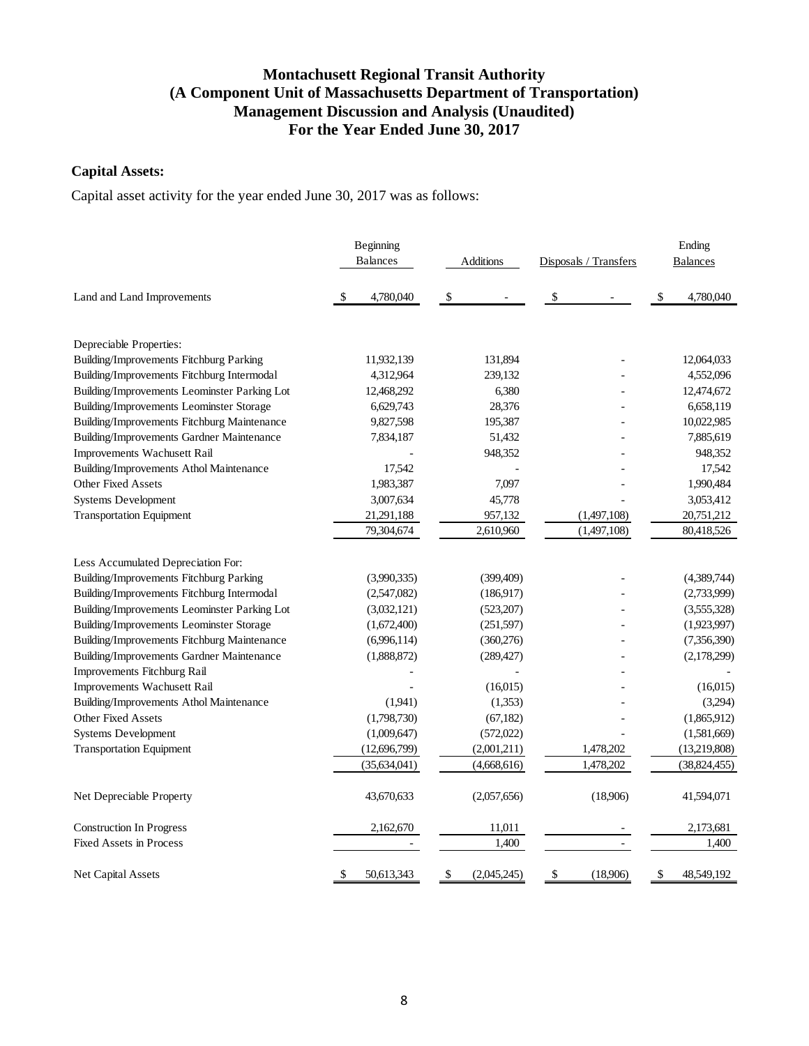# Montachusett Regional Transit Authority
# (A Component Unit of Massachusetts Department of Transportation)
# Management Discussion and Analysis (Unaudited)
# For the Year Ended June 30, 2017

**Capital Assets:**

Capital asset activity for the year ended June 30, 2017 was as follows:

| | Beginning Balances | Additions | Disposals / Transfers | Ending Balances |
|---|---|---|---|---|
| Land and Land Improvements | $ 4,780,040 | $ - | $ - | $ 4,780,040 |
| | | | | |
| Depreciable Properties: | | | | |
| Building/Improvements Fitchburg Parking | 11,932,139 | 131,894 | - | 12,064,033 |
| Building/Improvements Fitchburg Intermodal | 4,312,964 | 239,132 | - | 4,552,096 |
| Building/Improvements Leominster Parking Lot | 12,468,292 | 6,380 | - | 12,474,672 |
| Building/Improvements Leominster Storage | 6,629,743 | 28,376 | - | 6,658,119 |
| Building/Improvements Fitchburg Maintenance | 9,827,598 | 195,387 | - | 10,022,985 |
| Building/Improvements Gardner Maintenance | 7,834,187 | 51,432 | - | 7,885,619 |
| Improvements Wachusett Rail | - | 948,352 | - | 948,352 |
| Building/Improvements Athol Maintenance | 17,542 | - | - | 17,542 |
| Other Fixed Assets | 1,983,387 | 7,097 | - | 1,990,484 |
| Systems Development | 3,007,634 | 45,778 | - | 3,053,412 |
| Transportation Equipment | 21,291,188 | 957,132 | (1,497,108) | 20,751,212 |
| | 79,304,674 | 2,610,960 | (1,497,108) | 80,418,526 |
| | | | | |
| Less Accumulated Depreciation For: | | | | |
| Building/Improvements Fitchburg Parking | (3,990,335) | (399,409) | - | (4,389,744) |
| Building/Improvements Fitchburg Intermodal | (2,547,082) | (186,917) | - | (2,733,999) |
| Building/Improvements Leominster Parking Lot | (3,032,121) | (523,207) | - | (3,555,328) |
| Building/Improvements Leominster Storage | (1,672,400) | (251,597) | - | (1,923,997) |
| Building/Improvements Fitchburg Maintenance | (6,996,114) | (360,276) | - | (7,356,390) |
| Building/Improvements Gardner Maintenance | (1,888,872) | (289,427) | - | (2,178,299) |
| Improvements Fitchburg Rail | - | - | - | - |
| Improvements Wachusett Rail | - | (16,015) | - | (16,015) |
| Building/Improvements Athol Maintenance | (1,941) | (1,353) | - | (3,294) |
| Other Fixed Assets | (1,798,730) | (67,182) | - | (1,865,912) |
| Systems Development | (1,009,647) | (572,022) | - | (1,581,669) |
| Transportation Equipment | (12,696,799) | (2,001,211) | 1,478,202 | (13,219,808) |
| | (35,634,041) | (4,668,616) | 1,478,202 | (38,824,455) |
| | | | | |
| Net Depreciable Property | 43,670,633 | (2,057,656) | (18,906) | 41,594,071 |
| | | | | |
| Construction In Progress | 2,162,670 | 11,011 | - | 2,173,681 |
| Fixed Assets in Process | - | 1,400 | - | 1,400 |
| | | | | |
| Net Capital Assets | $ 50,613,343 | $ (2,045,245) | $ (18,906) | $ 48,549,192 |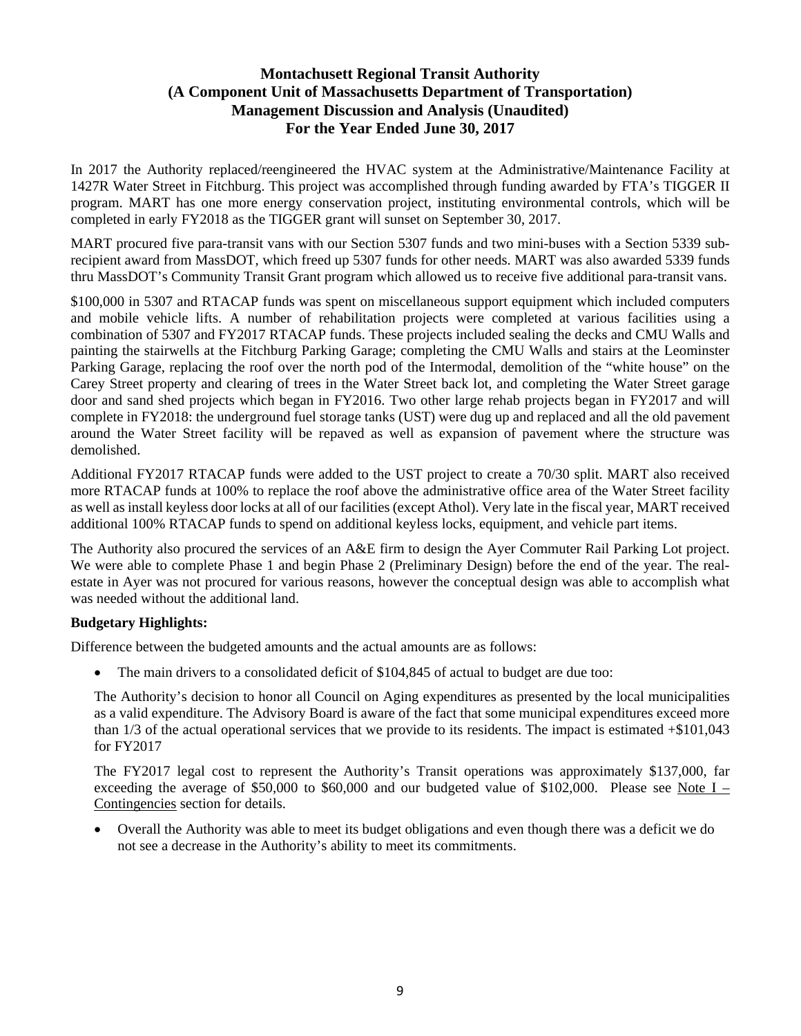# Montachusett Regional Transit Authority
# (A Component Unit of Massachusetts Department of Transportation)
# Management Discussion and Analysis (Unaudited)
# For the Year Ended June 30, 2017

In 2017 the Authority replaced/reengineered the HVAC system at the Administrative/Maintenance Facility at 1427R Water Street in Fitchburg. This project was accomplished through funding awarded by FTA's TIGGER II program. MART has one more energy conservation project, instituting environmental controls, which will be completed in early FY2018 as the TIGGER grant will sunset on September 30, 2017.

MART procured five para-transit vans with our Section 5307 funds and two mini-buses with a Section 5339 sub-recipient award from MassDOT, which freed up 5307 funds for other needs. MART was also awarded 5339 funds thru MassDOT's Community Transit Grant program which allowed us to receive five additional para-transit vans.

$100,000 in 5307 and RTACAP funds was spent on miscellaneous support equipment which included computers and mobile vehicle lifts. A number of rehabilitation projects were completed at various facilities using a combination of 5307 and FY2017 RTACAP funds. These projects included sealing the decks and CMU Walls and painting the stairwells at the Fitchburg Parking Garage; completing the CMU Walls and stairs at the Leominster Parking Garage, replacing the roof over the north pod of the Intermodal, demolition of the "white house" on the Carey Street property and clearing of trees in the Water Street back lot, and completing the Water Street garage door and sand shed projects which began in FY2016. Two other large rehab projects began in FY2017 and will complete in FY2018: the underground fuel storage tanks (UST) were dug up and replaced and all the old pavement around the Water Street facility will be repaved as well as expansion of pavement where the structure was demolished.

Additional FY2017 RTACAP funds were added to the UST project to create a 70/30 split. MART also received more RTACAP funds at 100% to replace the roof above the administrative office area of the Water Street facility as well as install keyless door locks at all of our facilities (except Athol). Very late in the fiscal year, MART received additional 100% RTACAP funds to spend on additional keyless locks, equipment, and vehicle part items.

The Authority also procured the services of an A&E firm to design the Ayer Commuter Rail Parking Lot project. We were able to complete Phase 1 and begin Phase 2 (Preliminary Design) before the end of the year. The real-estate in Ayer was not procured for various reasons, however the conceptual design was able to accomplish what was needed without the additional land.

**Budgetary Highlights:**

Difference between the budgeted amounts and the actual amounts are as follows:

- The main drivers to a consolidated deficit of $104,845 of actual to budget are due too:

  The Authority's decision to honor all Council on Aging expenditures as presented by the local municipalities as a valid expenditure. The Advisory Board is aware of the fact that some municipal expenditures exceed more than 1/3 of the actual operational services that we provide to its residents. The impact is estimated +$101,043 for FY2017

  The FY2017 legal cost to represent the Authority's Transit operations was approximately $137,000, far exceeding the average of $50,000 to $60,000 and our budgeted value of $102,000. Please see Note I – Contingencies section for details.

- Overall the Authority was able to meet its budget obligations and even though there was a deficit we do not see a decrease in the Authority's ability to meet its commitments.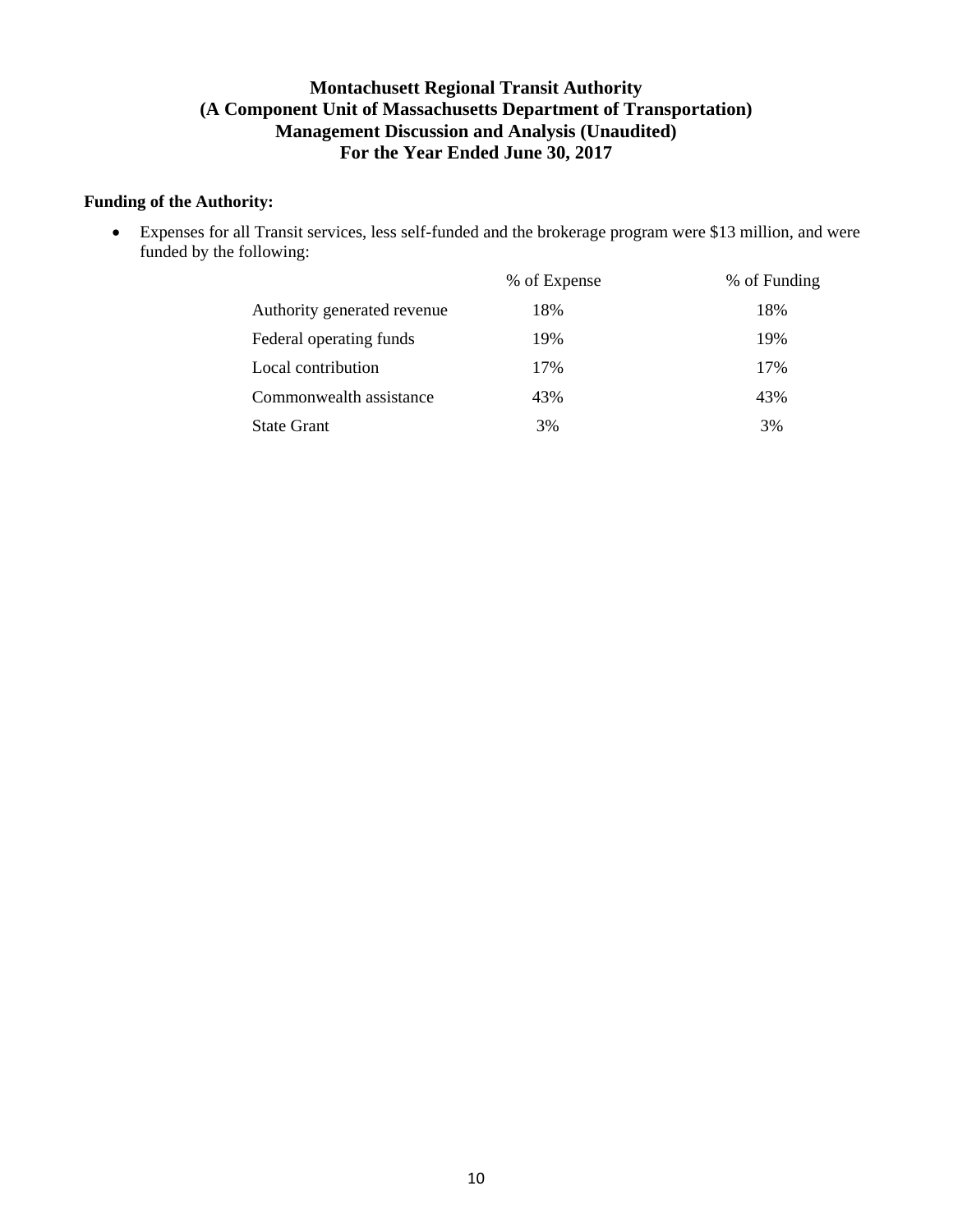# Montachusett Regional Transit Authority
## (A Component Unit of Massachusetts Department of Transportation)
## Management Discussion and Analysis (Unaudited)
## For the Year Ended June 30, 2017

**Funding of the Authority:**

- Expenses for all Transit services, less self-funded and the brokerage program were $13 million, and were funded by the following:

| | % of Expense | % of Funding |
|---|---|---|
| Authority generated revenue | 18% | 18% |
| Federal operating funds | 19% | 19% |
| Local contribution | 17% | 17% |
| Commonwealth assistance | 43% | 43% |
| State Grant | 3% | 3% |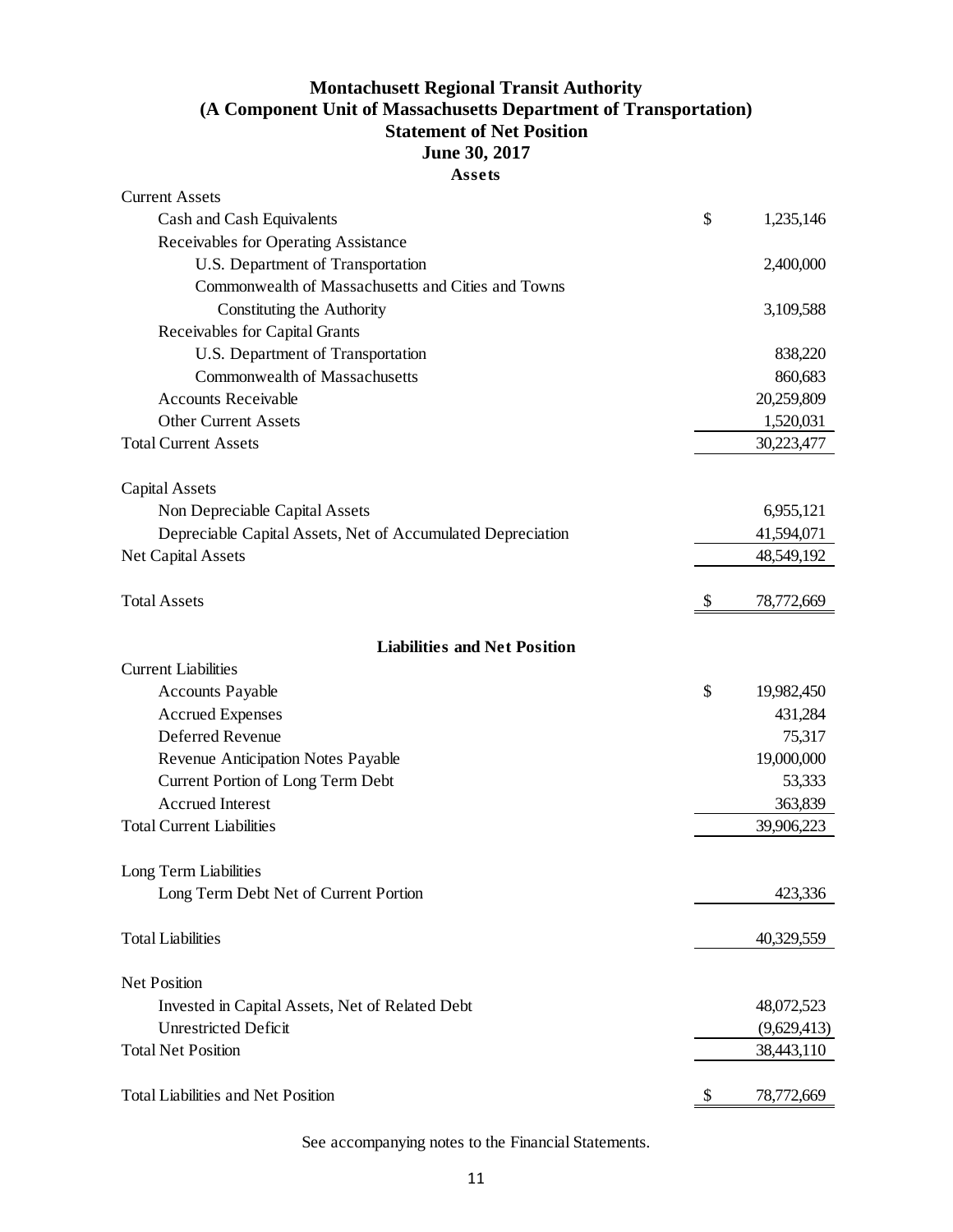# Montachusett Regional Transit Authority
## (A Component Unit of Massachusetts Department of Transportation)
## Statement of Net Position
## June 30, 2017

**Assets**

| | |
|---|---|
| Current Assets | |
| Cash and Cash Equivalents | $ 1,235,146 |
| Receivables for Operating Assistance | |
| U.S. Department of Transportation | 2,400,000 |
| Commonwealth of Massachusetts and Cities and Towns Constituting the Authority | 3,109,588 |
| Receivables for Capital Grants | |
| U.S. Department of Transportation | 838,220 |
| Commonwealth of Massachusetts | 860,683 |
| Accounts Receivable | 20,259,809 |
| Other Current Assets | 1,520,031 |
| Total Current Assets | 30,223,477 |
| | |
| Capital Assets | |
| Non Depreciable Capital Assets | 6,955,121 |
| Depreciable Capital Assets, Net of Accumulated Depreciation | 41,594,071 |
| Net Capital Assets | 48,549,192 |
| | |
| Total Assets | $ 78,772,669 |

**Liabilities and Net Position**

| | |
|---|---|
| Current Liabilities | |
| Accounts Payable | $ 19,982,450 |
| Accrued Expenses | 431,284 |
| Deferred Revenue | 75,317 |
| Revenue Anticipation Notes Payable | 19,000,000 |
| Current Portion of Long Term Debt | 53,333 |
| Accrued Interest | 363,839 |
| Total Current Liabilities | 39,906,223 |
| | |
| Long Term Liabilities | |
| Long Term Debt Net of Current Portion | 423,336 |
| | |
| Total Liabilities | 40,329,559 |
| | |
| Net Position | |
| Invested in Capital Assets, Net of Related Debt | 48,072,523 |
| Unrestricted Deficit | (9,629,413) |
| Total Net Position | 38,443,110 |
| | |
| Total Liabilities and Net Position | $ 78,772,669 |

See accompanying notes to the Financial Statements.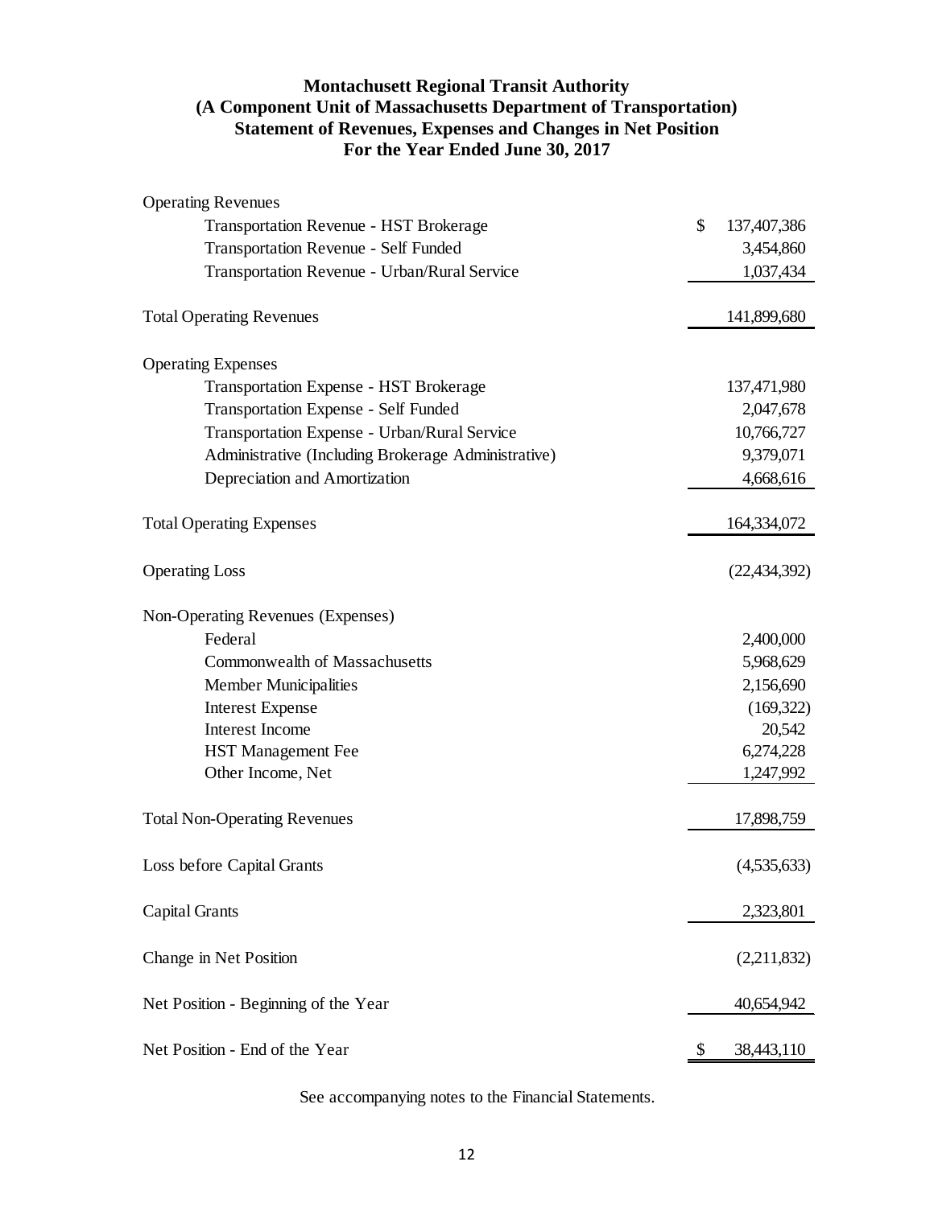# Montachusett Regional Transit Authority
## (A Component Unit of Massachusetts Department of Transportation)
## Statement of Revenues, Expenses and Changes in Net Position
## For the Year Ended June 30, 2017

| | |
|---|---:|
| **Operating Revenues** | |
| Transportation Revenue - HST Brokerage | $ 137,407,386 |
| Transportation Revenue - Self Funded | 3,454,860 |
| Transportation Revenue - Urban/Rural Service | 1,037,434 |
| Total Operating Revenues | 141,899,680 |
| **Operating Expenses** | |
| Transportation Expense - HST Brokerage | 137,471,980 |
| Transportation Expense - Self Funded | 2,047,678 |
| Transportation Expense - Urban/Rural Service | 10,766,727 |
| Administrative (Including Brokerage Administrative) | 9,379,071 |
| Depreciation and Amortization | 4,668,616 |
| Total Operating Expenses | 164,334,072 |
| Operating Loss | (22,434,392) |
| **Non-Operating Revenues (Expenses)** | |
| Federal | 2,400,000 |
| Commonwealth of Massachusetts | 5,968,629 |
| Member Municipalities | 2,156,690 |
| Interest Expense | (169,322) |
| Interest Income | 20,542 |
| HST Management Fee | 6,274,228 |
| Other Income, Net | 1,247,992 |
| Total Non-Operating Revenues | 17,898,759 |
| Loss before Capital Grants | (4,535,633) |
| Capital Grants | 2,323,801 |
| Change in Net Position | (2,211,832) |
| Net Position - Beginning of the Year | 40,654,942 |
| Net Position - End of the Year | $ 38,443,110 |

See accompanying notes to the Financial Statements.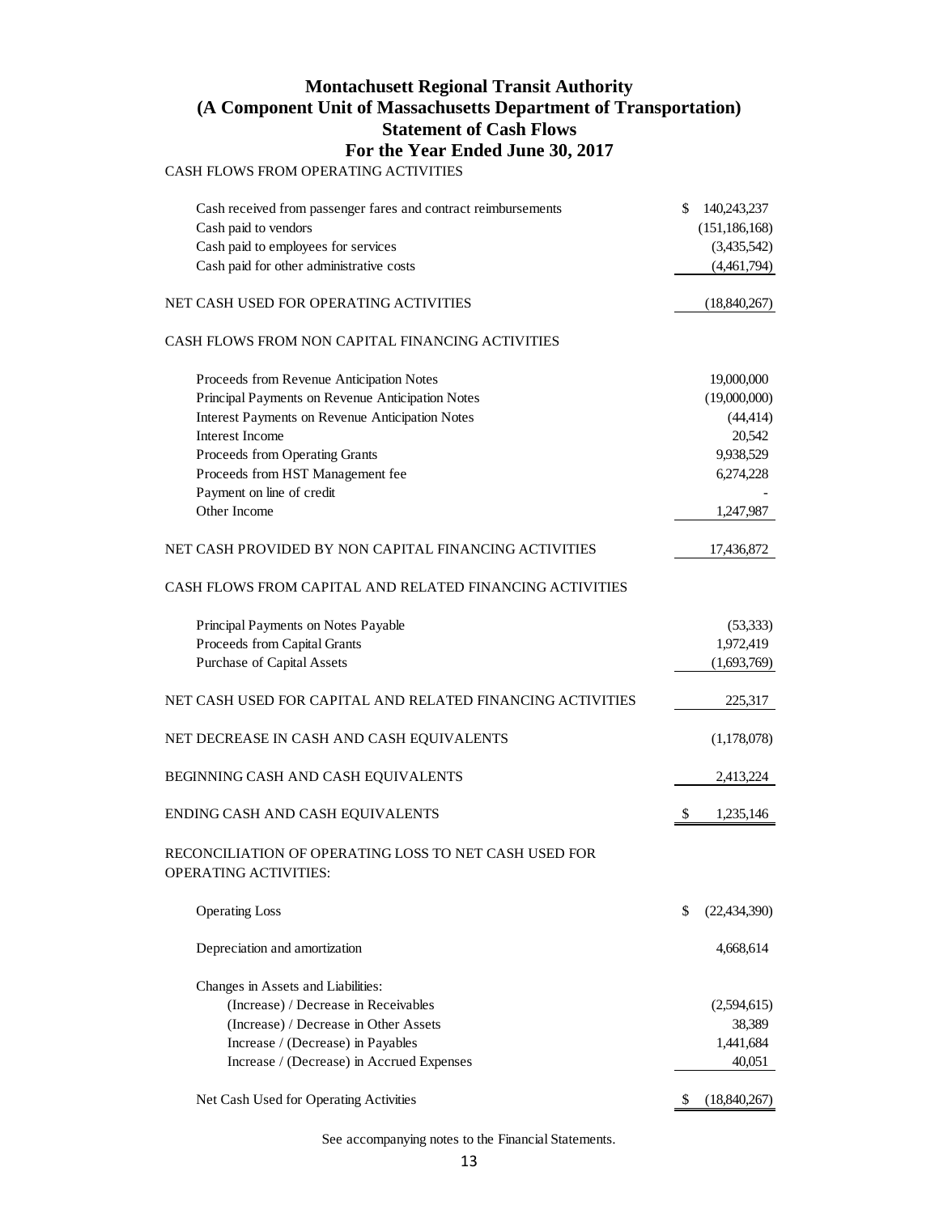# Montachusett Regional Transit Authority
## (A Component Unit of Massachusetts Department of Transportation)
## Statement of Cash Flows
## For the Year Ended June 30, 2017

| | |
|---|---|
| **CASH FLOWS FROM OPERATING ACTIVITIES** | |
| Cash received from passenger fares and contract reimbursements | $ 140,243,237 |
| Cash paid to vendors | (151,186,168) |
| Cash paid to employees for services | (3,435,542) |
| Cash paid for other administrative costs | (4,461,794) |
| NET CASH USED FOR OPERATING ACTIVITIES | (18,840,267) |
| **CASH FLOWS FROM NON CAPITAL FINANCING ACTIVITIES** | |
| Proceeds from Revenue Anticipation Notes | 19,000,000 |
| Principal Payments on Revenue Anticipation Notes | (19,000,000) |
| Interest Payments on Revenue Anticipation Notes | (44,414) |
| Interest Income | 20,542 |
| Proceeds from Operating Grants | 9,938,529 |
| Proceeds from HST Management fee | 6,274,228 |
| Payment on line of credit | - |
| Other Income | 1,247,987 |
| NET CASH PROVIDED BY NON CAPITAL FINANCING ACTIVITIES | 17,436,872 |
| **CASH FLOWS FROM CAPITAL AND RELATED FINANCING ACTIVITIES** | |
| Principal Payments on Notes Payable | (53,333) |
| Proceeds from Capital Grants | 1,972,419 |
| Purchase of Capital Assets | (1,693,769) |
| NET CASH USED FOR CAPITAL AND RELATED FINANCING ACTIVITIES | 225,317 |
| NET DECREASE IN CASH AND CASH EQUIVALENTS | (1,178,078) |
| BEGINNING CASH AND CASH EQUIVALENTS | 2,413,224 |
| ENDING CASH AND CASH EQUIVALENTS | $ 1,235,146 |
| **RECONCILIATION OF OPERATING LOSS TO NET CASH USED FOR OPERATING ACTIVITIES:** | |
| Operating Loss | $ (22,434,390) |
| Depreciation and amortization | 4,668,614 |
| Changes in Assets and Liabilities: | |
| (Increase) / Decrease in Receivables | (2,594,615) |
| (Increase) / Decrease in Other Assets | 38,389 |
| Increase / (Decrease) in Payables | 1,441,684 |
| Increase / (Decrease) in Accrued Expenses | 40,051 |
| Net Cash Used for Operating Activities | $ (18,840,267) |

See accompanying notes to the Financial Statements.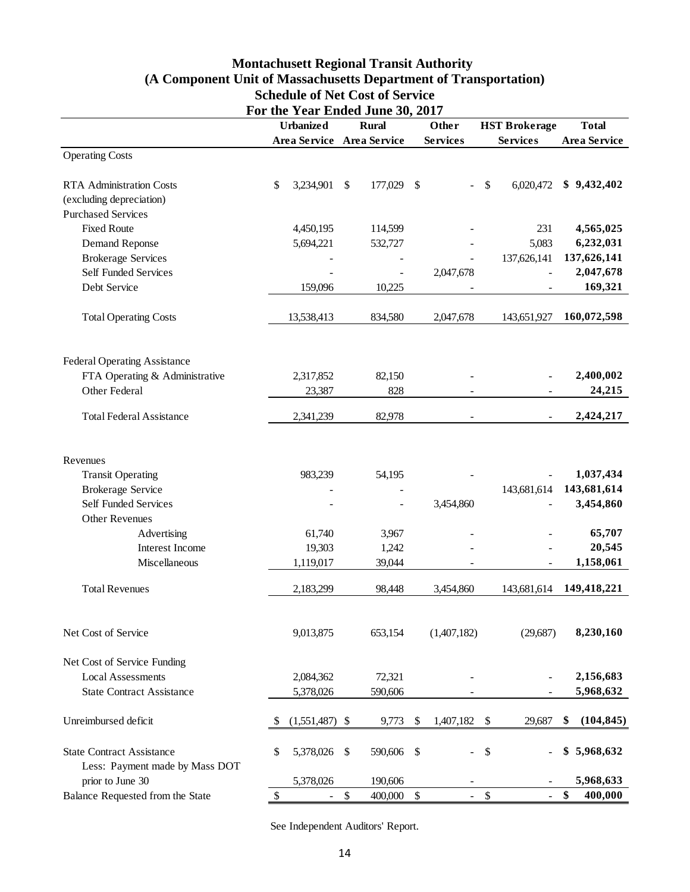# Montachusett Regional Transit Authority
## (A Component Unit of Massachusetts Department of Transportation)
## Schedule of Net Cost of Service
## For the Year Ended June 30, 2017

| | Urbanized Area Service | Rural Area Service | Other Services | HST Brokerage Services | Total Area Service |
|---|---|---|---|---|---|
| Operating Costs | | | | | |
| RTA Administration Costs (excluding depreciation) | $ 3,234,901 | $ 177,029 | $ - | $ 6,020,472 | **$ 9,432,402** |
| Purchased Services | | | | | |
| Fixed Route | 4,450,195 | 114,599 | - | 231 | **4,565,025** |
| Demand Reponse | 5,694,221 | 532,727 | - | 5,083 | **6,232,031** |
| Brokerage Services | - | - | - | 137,626,141 | **137,626,141** |
| Self Funded Services | - | - | 2,047,678 | - | **2,047,678** |
| Debt Service | 159,096 | 10,225 | - | - | **169,321** |
| Total Operating Costs | 13,538,413 | 834,580 | 2,047,678 | 143,651,927 | **160,072,598** |
| Federal Operating Assistance | | | | | |
| FTA Operating & Administrative | 2,317,852 | 82,150 | - | - | **2,400,002** |
| Other Federal | 23,387 | 828 | - | - | **24,215** |
| Total Federal Assistance | 2,341,239 | 82,978 | - | - | **2,424,217** |
| Revenues | | | | | |
| Transit Operating | 983,239 | 54,195 | - | - | **1,037,434** |
| Brokerage Service | - | - | | 143,681,614 | **143,681,614** |
| Self Funded Services | - | - | 3,454,860 | - | **3,454,860** |
| Other Revenues | | | | | |
| Advertising | 61,740 | 3,967 | - | - | **65,707** |
| Interest Income | 19,303 | 1,242 | - | - | **20,545** |
| Miscellaneous | 1,119,017 | 39,044 | - | - | **1,158,061** |
| Total Revenues | 2,183,299 | 98,448 | 3,454,860 | 143,681,614 | **149,418,221** |
| Net Cost of Service | 9,013,875 | 653,154 | (1,407,182) | (29,687) | **8,230,160** |
| Net Cost of Service Funding | | | | | |
| Local Assessments | 2,084,362 | 72,321 | - | - | **2,156,683** |
| State Contract Assistance | 5,378,026 | 590,606 | - | - | **5,968,632** |
| Unreimbursed deficit | $ (1,551,487) | $ 9,773 | $ 1,407,182 | $ 29,687 | **$ (104,845)** |
| State Contract Assistance | $ 5,378,026 | $ 590,606 | $ - | $ - | **$ 5,968,632** |
| Less: Payment made by Mass DOT prior to June 30 | 5,378,026 | 190,606 | - | - | **5,968,633** |
| Balance Requested from the State | $ - | $ 400,000 | $ - | $ - | **$ 400,000** |

See Independent Auditors' Report.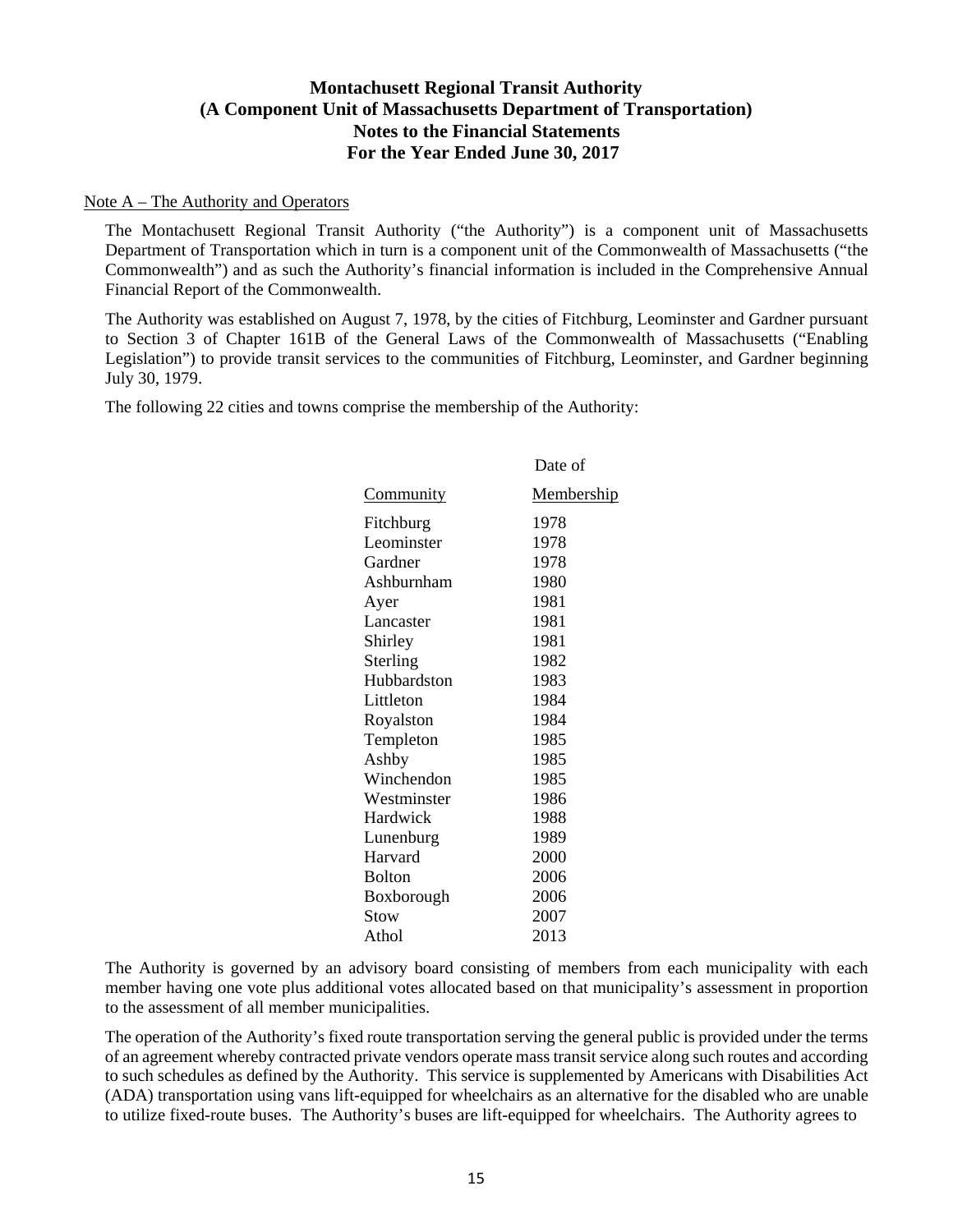# Montachusett Regional Transit Authority
# (A Component Unit of Massachusetts Department of Transportation)
# Notes to the Financial Statements
# For the Year Ended June 30, 2017

Note A – The Authority and Operators

The Montachusett Regional Transit Authority ("the Authority") is a component unit of Massachusetts Department of Transportation which in turn is a component unit of the Commonwealth of Massachusetts ("the Commonwealth") and as such the Authority's financial information is included in the Comprehensive Annual Financial Report of the Commonwealth.

The Authority was established on August 7, 1978, by the cities of Fitchburg, Leominster and Gardner pursuant to Section 3 of Chapter 161B of the General Laws of the Commonwealth of Massachusetts ("Enabling Legislation") to provide transit services to the communities of Fitchburg, Leominster, and Gardner beginning July 30, 1979.

The following 22 cities and towns comprise the membership of the Authority:

| Community | Date of Membership |
|---|---|
| Fitchburg | 1978 |
| Leominster | 1978 |
| Gardner | 1978 |
| Ashburnham | 1980 |
| Ayer | 1981 |
| Lancaster | 1981 |
| Shirley | 1981 |
| Sterling | 1982 |
| Hubbardston | 1983 |
| Littleton | 1984 |
| Royalston | 1984 |
| Templeton | 1985 |
| Ashby | 1985 |
| Winchendon | 1985 |
| Westminster | 1986 |
| Hardwick | 1988 |
| Lunenburg | 1989 |
| Harvard | 2000 |
| Bolton | 2006 |
| Boxborough | 2006 |
| Stow | 2007 |
| Athol | 2013 |

The Authority is governed by an advisory board consisting of members from each municipality with each member having one vote plus additional votes allocated based on that municipality's assessment in proportion to the assessment of all member municipalities.

The operation of the Authority's fixed route transportation serving the general public is provided under the terms of an agreement whereby contracted private vendors operate mass transit service along such routes and according to such schedules as defined by the Authority. This service is supplemented by Americans with Disabilities Act (ADA) transportation using vans lift-equipped for wheelchairs as an alternative for the disabled who are unable to utilize fixed-route buses. The Authority's buses are lift-equipped for wheelchairs. The Authority agrees to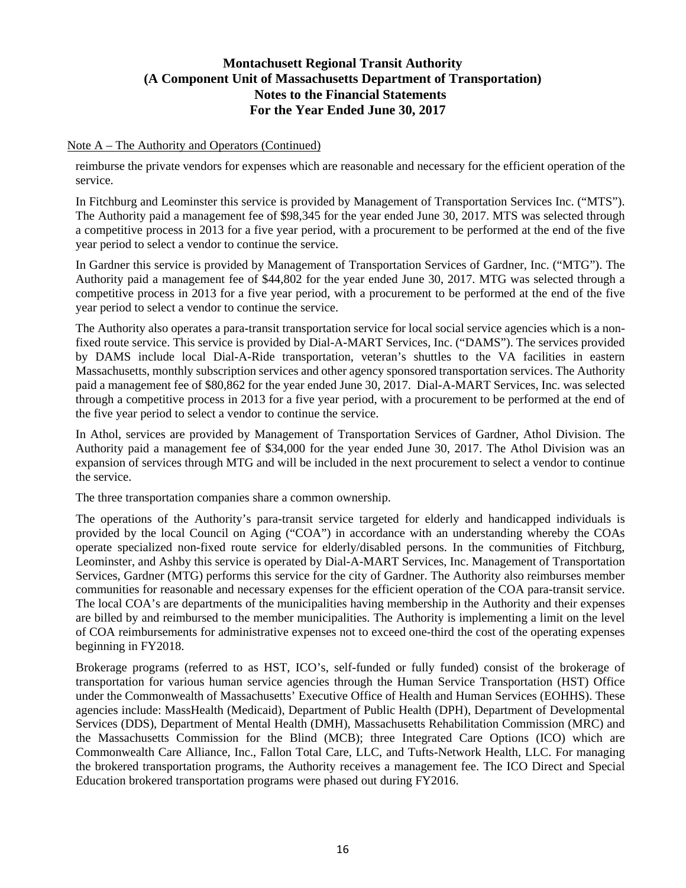Note A – The Authority and Operators (Continued)

reimburse the private vendors for expenses which are reasonable and necessary for the efficient operation of the service.

In Fitchburg and Leominster this service is provided by Management of Transportation Services Inc. ("MTS"). The Authority paid a management fee of $98,345 for the year ended June 30, 2017. MTS was selected through a competitive process in 2013 for a five year period, with a procurement to be performed at the end of the five year period to select a vendor to continue the service.

In Gardner this service is provided by Management of Transportation Services of Gardner, Inc. ("MTG"). The Authority paid a management fee of $44,802 for the year ended June 30, 2017. MTG was selected through a competitive process in 2013 for a five year period, with a procurement to be performed at the end of the five year period to select a vendor to continue the service.

The Authority also operates a para-transit transportation service for local social service agencies which is a non-fixed route service. This service is provided by Dial-A-MART Services, Inc. ("DAMS"). The services provided by DAMS include local Dial-A-Ride transportation, veteran's shuttles to the VA facilities in eastern Massachusetts, monthly subscription services and other agency sponsored transportation services. The Authority paid a management fee of $80,862 for the year ended June 30, 2017. Dial-A-MART Services, Inc. was selected through a competitive process in 2013 for a five year period, with a procurement to be performed at the end of the five year period to select a vendor to continue the service.

In Athol, services are provided by Management of Transportation Services of Gardner, Athol Division. The Authority paid a management fee of $34,000 for the year ended June 30, 2017. The Athol Division was an expansion of services through MTG and will be included in the next procurement to select a vendor to continue the service.

The three transportation companies share a common ownership.

The operations of the Authority's para-transit service targeted for elderly and handicapped individuals is provided by the local Council on Aging ("COA") in accordance with an understanding whereby the COAs operate specialized non-fixed route service for elderly/disabled persons. In the communities of Fitchburg, Leominster, and Ashby this service is operated by Dial-A-MART Services, Inc. Management of Transportation Services, Gardner (MTG) performs this service for the city of Gardner. The Authority also reimburses member communities for reasonable and necessary expenses for the efficient operation of the COA para-transit service. The local COA's are departments of the municipalities having membership in the Authority and their expenses are billed by and reimbursed to the member municipalities. The Authority is implementing a limit on the level of COA reimbursements for administrative expenses not to exceed one-third the cost of the operating expenses beginning in FY2018.

Brokerage programs (referred to as HST, ICO's, self-funded or fully funded) consist of the brokerage of transportation for various human service agencies through the Human Service Transportation (HST) Office under the Commonwealth of Massachusetts' Executive Office of Health and Human Services (EOHHS). These agencies include: MassHealth (Medicaid), Department of Public Health (DPH), Department of Developmental Services (DDS), Department of Mental Health (DMH), Massachusetts Rehabilitation Commission (MRC) and the Massachusetts Commission for the Blind (MCB); three Integrated Care Options (ICO) which are Commonwealth Care Alliance, Inc., Fallon Total Care, LLC, and Tufts-Network Health, LLC. For managing the brokered transportation programs, the Authority receives a management fee. The ICO Direct and Special Education brokered transportation programs were phased out during FY2016.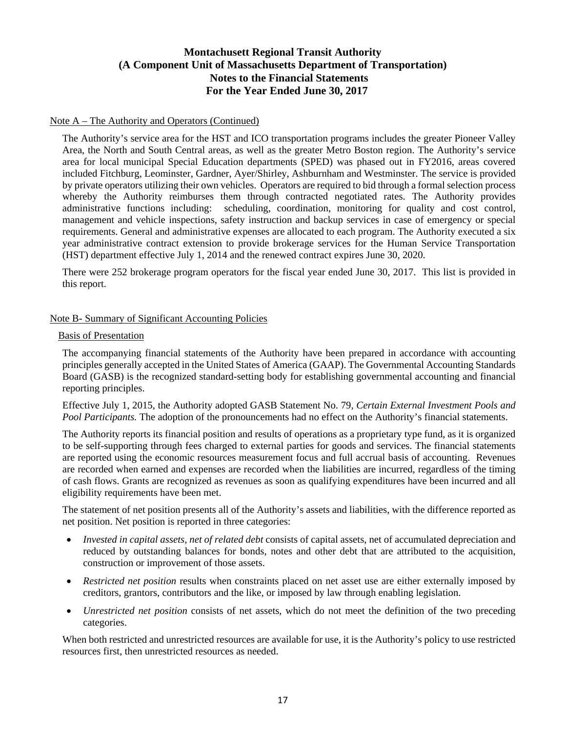# Montachusett Regional Transit Authority
# (A Component Unit of Massachusetts Department of Transportation)
# Notes to the Financial Statements
# For the Year Ended June 30, 2017

Note A – The Authority and Operators (Continued)

The Authority's service area for the HST and ICO transportation programs includes the greater Pioneer Valley Area, the North and South Central areas, as well as the greater Metro Boston region. The Authority's service area for local municipal Special Education departments (SPED) was phased out in FY2016, areas covered included Fitchburg, Leominster, Gardner, Ayer/Shirley, Ashburnham and Westminster. The service is provided by private operators utilizing their own vehicles. Operators are required to bid through a formal selection process whereby the Authority reimburses them through contracted negotiated rates. The Authority provides administrative functions including: scheduling, coordination, monitoring for quality and cost control, management and vehicle inspections, safety instruction and backup services in case of emergency or special requirements. General and administrative expenses are allocated to each program. The Authority executed a six year administrative contract extension to provide brokerage services for the Human Service Transportation (HST) department effective July 1, 2014 and the renewed contract expires June 30, 2020.

There were 252 brokerage program operators for the fiscal year ended June 30, 2017. This list is provided in this report.

Note B- Summary of Significant Accounting Policies

Basis of Presentation

The accompanying financial statements of the Authority have been prepared in accordance with accounting principles generally accepted in the United States of America (GAAP). The Governmental Accounting Standards Board (GASB) is the recognized standard-setting body for establishing governmental accounting and financial reporting principles.

Effective July 1, 2015, the Authority adopted GASB Statement No. 79, *Certain External Investment Pools and Pool Participants.* The adoption of the pronouncements had no effect on the Authority's financial statements.

The Authority reports its financial position and results of operations as a proprietary type fund, as it is organized to be self-supporting through fees charged to external parties for goods and services. The financial statements are reported using the economic resources measurement focus and full accrual basis of accounting. Revenues are recorded when earned and expenses are recorded when the liabilities are incurred, regardless of the timing of cash flows. Grants are recognized as revenues as soon as qualifying expenditures have been incurred and all eligibility requirements have been met.

The statement of net position presents all of the Authority's assets and liabilities, with the difference reported as net position. Net position is reported in three categories:

- *Invested in capital assets, net of related debt* consists of capital assets, net of accumulated depreciation and reduced by outstanding balances for bonds, notes and other debt that are attributed to the acquisition, construction or improvement of those assets.
- *Restricted net position* results when constraints placed on net asset use are either externally imposed by creditors, grantors, contributors and the like, or imposed by law through enabling legislation.
- *Unrestricted net position* consists of net assets, which do not meet the definition of the two preceding categories.

When both restricted and unrestricted resources are available for use, it is the Authority's policy to use restricted resources first, then unrestricted resources as needed.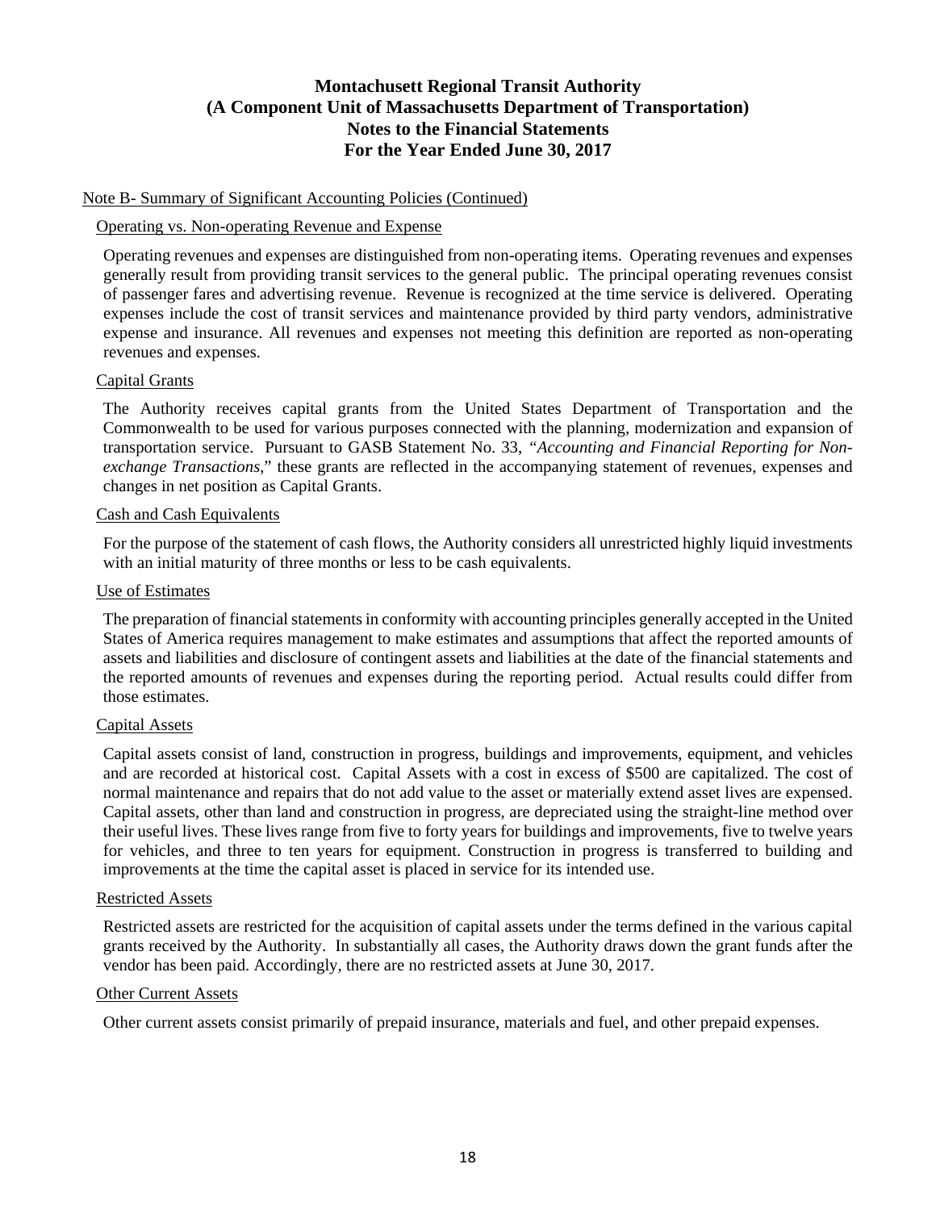Note B- Summary of Significant Accounting Policies (Continued)

Operating vs. Non-operating Revenue and Expense

Operating revenues and expenses are distinguished from non-operating items. Operating revenues and expenses generally result from providing transit services to the general public. The principal operating revenues consist of passenger fares and advertising revenue. Revenue is recognized at the time service is delivered. Operating expenses include the cost of transit services and maintenance provided by third party vendors, administrative expense and insurance. All revenues and expenses not meeting this definition are reported as non-operating revenues and expenses.

Capital Grants

The Authority receives capital grants from the United States Department of Transportation and the Commonwealth to be used for various purposes connected with the planning, modernization and expansion of transportation service. Pursuant to GASB Statement No. 33, "*Accounting and Financial Reporting for Non-exchange Transactions*," these grants are reflected in the accompanying statement of revenues, expenses and changes in net position as Capital Grants.

Cash and Cash Equivalents

For the purpose of the statement of cash flows, the Authority considers all unrestricted highly liquid investments with an initial maturity of three months or less to be cash equivalents.

Use of Estimates

The preparation of financial statements in conformity with accounting principles generally accepted in the United States of America requires management to make estimates and assumptions that affect the reported amounts of assets and liabilities and disclosure of contingent assets and liabilities at the date of the financial statements and the reported amounts of revenues and expenses during the reporting period. Actual results could differ from those estimates.

Capital Assets

Capital assets consist of land, construction in progress, buildings and improvements, equipment, and vehicles and are recorded at historical cost. Capital Assets with a cost in excess of $500 are capitalized. The cost of normal maintenance and repairs that do not add value to the asset or materially extend asset lives are expensed. Capital assets, other than land and construction in progress, are depreciated using the straight-line method over their useful lives. These lives range from five to forty years for buildings and improvements, five to twelve years for vehicles, and three to ten years for equipment. Construction in progress is transferred to building and improvements at the time the capital asset is placed in service for its intended use.

Restricted Assets

Restricted assets are restricted for the acquisition of capital assets under the terms defined in the various capital grants received by the Authority. In substantially all cases, the Authority draws down the grant funds after the vendor has been paid. Accordingly, there are no restricted assets at June 30, 2017.

Other Current Assets

Other current assets consist primarily of prepaid insurance, materials and fuel, and other prepaid expenses.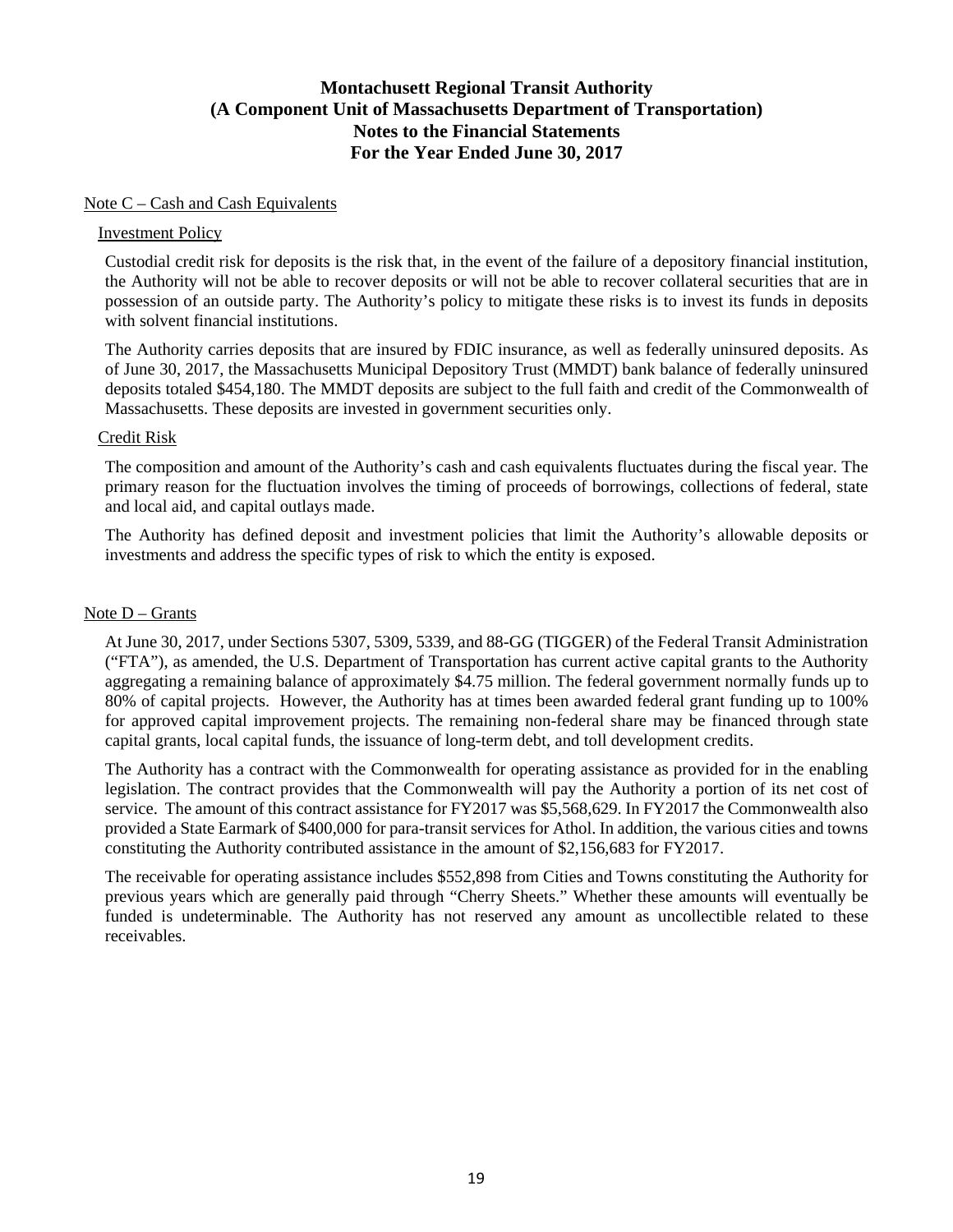# Montachusett Regional Transit Authority
# (A Component Unit of Massachusetts Department of Transportation)
# Notes to the Financial Statements
# For the Year Ended June 30, 2017

## Note C – Cash and Cash Equivalents

### Investment Policy

Custodial credit risk for deposits is the risk that, in the event of the failure of a depository financial institution, the Authority will not be able to recover deposits or will not be able to recover collateral securities that are in possession of an outside party. The Authority's policy to mitigate these risks is to invest its funds in deposits with solvent financial institutions.

The Authority carries deposits that are insured by FDIC insurance, as well as federally uninsured deposits. As of June 30, 2017, the Massachusetts Municipal Depository Trust (MMDT) bank balance of federally uninsured deposits totaled $454,180. The MMDT deposits are subject to the full faith and credit of the Commonwealth of Massachusetts. These deposits are invested in government securities only.

### Credit Risk

The composition and amount of the Authority's cash and cash equivalents fluctuates during the fiscal year. The primary reason for the fluctuation involves the timing of proceeds of borrowings, collections of federal, state and local aid, and capital outlays made.

The Authority has defined deposit and investment policies that limit the Authority's allowable deposits or investments and address the specific types of risk to which the entity is exposed.

## Note D – Grants

At June 30, 2017, under Sections 5307, 5309, 5339, and 88-GG (TIGGER) of the Federal Transit Administration ("FTA"), as amended, the U.S. Department of Transportation has current active capital grants to the Authority aggregating a remaining balance of approximately $4.75 million. The federal government normally funds up to 80% of capital projects. However, the Authority has at times been awarded federal grant funding up to 100% for approved capital improvement projects. The remaining non-federal share may be financed through state capital grants, local capital funds, the issuance of long-term debt, and toll development credits.

The Authority has a contract with the Commonwealth for operating assistance as provided for in the enabling legislation. The contract provides that the Commonwealth will pay the Authority a portion of its net cost of service. The amount of this contract assistance for FY2017 was $5,568,629. In FY2017 the Commonwealth also provided a State Earmark of $400,000 for para-transit services for Athol. In addition, the various cities and towns constituting the Authority contributed assistance in the amount of $2,156,683 for FY2017.

The receivable for operating assistance includes $552,898 from Cities and Towns constituting the Authority for previous years which are generally paid through "Cherry Sheets." Whether these amounts will eventually be funded is undeterminable. The Authority has not reserved any amount as uncollectible related to these receivables.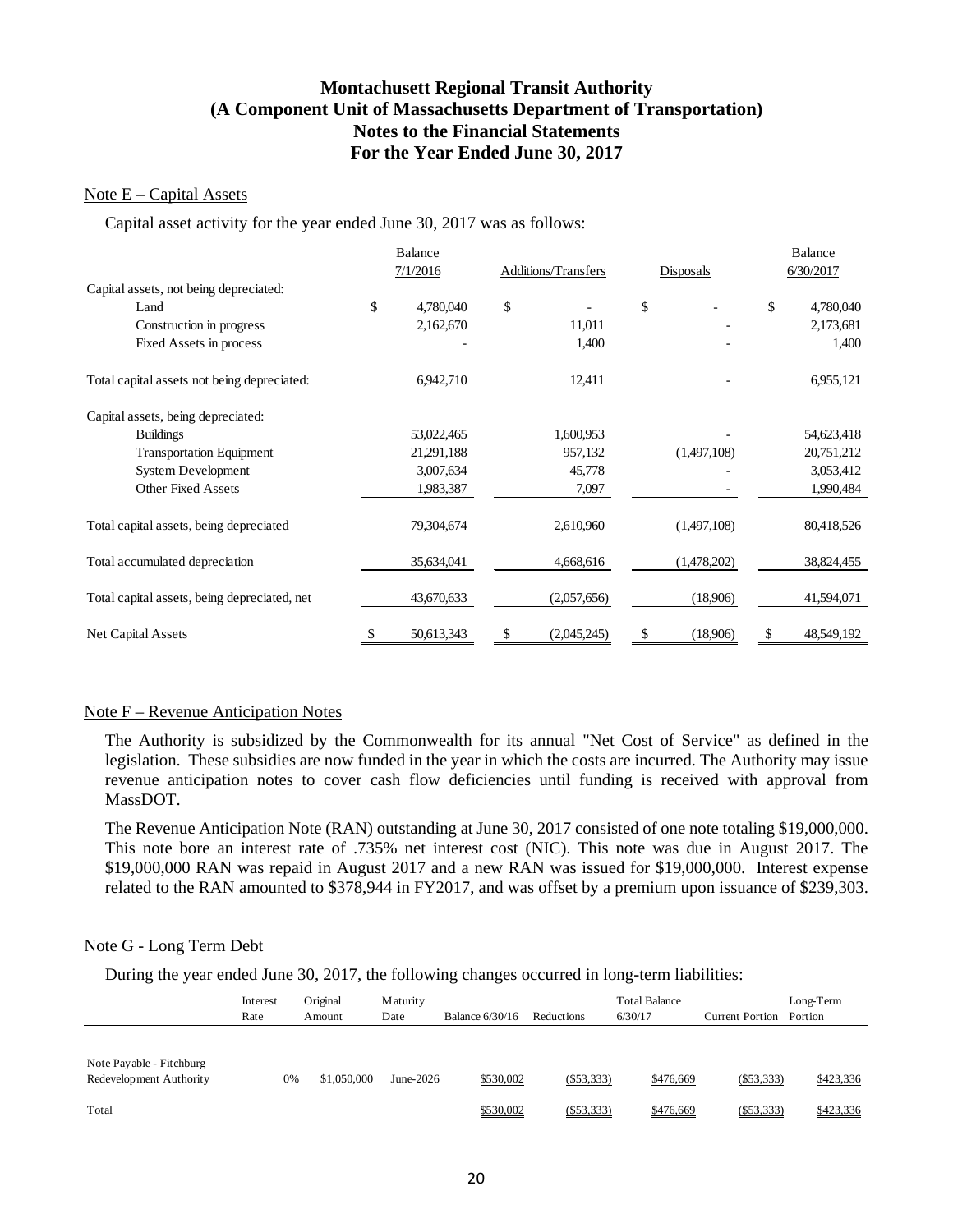# Montachusett Regional Transit Authority
# (A Component Unit of Massachusetts Department of Transportation)
# Notes to the Financial Statements
# For the Year Ended June 30, 2017

## Note E – Capital Assets

Capital asset activity for the year ended June 30, 2017 was as follows:

| | Balance 7/1/2016 | Additions/Transfers | Disposals | Balance 6/30/2017 |
|---|---|---|---|---|
| Capital assets, not being depreciated: | | | | |
| Land | $ 4,780,040 | $ - | $ - | $ 4,780,040 |
| Construction in progress | 2,162,670 | 11,011 | - | 2,173,681 |
| Fixed Assets in process | - | 1,400 | - | 1,400 |
| Total capital assets not being depreciated: | 6,942,710 | 12,411 | - | 6,955,121 |
| Capital assets, being depreciated: | | | | |
| Buildings | 53,022,465 | 1,600,953 | - | 54,623,418 |
| Transportation Equipment | 21,291,188 | 957,132 | (1,497,108) | 20,751,212 |
| System Development | 3,007,634 | 45,778 | - | 3,053,412 |
| Other Fixed Assets | 1,983,387 | 7,097 | - | 1,990,484 |
| Total capital assets, being depreciated | 79,304,674 | 2,610,960 | (1,497,108) | 80,418,526 |
| Total accumulated depreciation | 35,634,041 | 4,668,616 | (1,478,202) | 38,824,455 |
| Total capital assets, being depreciated, net | 43,670,633 | (2,057,656) | (18,906) | 41,594,071 |
| Net Capital Assets | $ 50,613,343 | $ (2,045,245) | $ (18,906) | $ 48,549,192 |

## Note F – Revenue Anticipation Notes

The Authority is subsidized by the Commonwealth for its annual "Net Cost of Service" as defined in the legislation. These subsidies are now funded in the year in which the costs are incurred. The Authority may issue revenue anticipation notes to cover cash flow deficiencies until funding is received with approval from MassDOT.

The Revenue Anticipation Note (RAN) outstanding at June 30, 2017 consisted of one note totaling $19,000,000. This note bore an interest rate of .735% net interest cost (NIC). This note was due in August 2017. The $19,000,000 RAN was repaid in August 2017 and a new RAN was issued for $19,000,000. Interest expense related to the RAN amounted to $378,944 in FY2017, and was offset by a premium upon issuance of $239,303.

## Note G - Long Term Debt

During the year ended June 30, 2017, the following changes occurred in long-term liabilities:

| | Interest Rate | Original Amount | Maturity Date | Balance 6/30/16 | Reductions | Total Balance 6/30/17 | Current Portion | Long-Term Portion |
|---|---|---|---|---|---|---|---|---|
| Note Payable - Fitchburg Redevelopment Authority | 0% | $1,050,000 | June-2026 | $530,002 | ($53,333) | $476,669 | ($53,333) | $423,336 |
| Total | | | | $530,002 | ($53,333) | $476,669 | ($53,333) | $423,336 |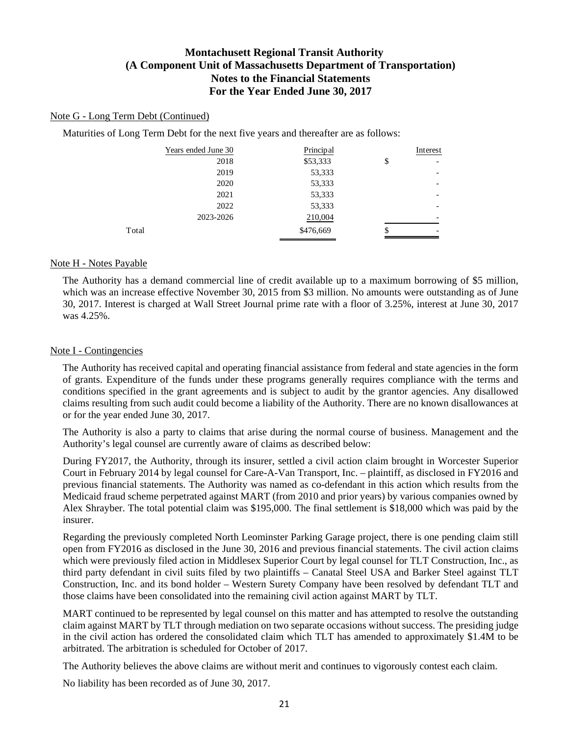## Note G - Long Term Debt (Continued)

Maturities of Long Term Debt for the next five years and thereafter are as follows:

| Years ended June 30 | Principal | Interest |
|---|---|---|
| 2018 | $53,333 | $ - |
| 2019 | 53,333 | - |
| 2020 | 53,333 | - |
| 2021 | 53,333 | - |
| 2022 | 53,333 | - |
| 2023-2026 | 210,004 | - |
| Total | $476,669 | $ - |

## Note H - Notes Payable

The Authority has a demand commercial line of credit available up to a maximum borrowing of $5 million, which was an increase effective November 30, 2015 from $3 million. No amounts were outstanding as of June 30, 2017. Interest is charged at Wall Street Journal prime rate with a floor of 3.25%, interest at June 30, 2017 was 4.25%.

## Note I - Contingencies

The Authority has received capital and operating financial assistance from federal and state agencies in the form of grants. Expenditure of the funds under these programs generally requires compliance with the terms and conditions specified in the grant agreements and is subject to audit by the grantor agencies. Any disallowed claims resulting from such audit could become a liability of the Authority. There are no known disallowances at or for the year ended June 30, 2017.

The Authority is also a party to claims that arise during the normal course of business. Management and the Authority's legal counsel are currently aware of claims as described below:

During FY2017, the Authority, through its insurer, settled a civil action claim brought in Worcester Superior Court in February 2014 by legal counsel for Care-A-Van Transport, Inc. – plaintiff, as disclosed in FY2016 and previous financial statements. The Authority was named as co-defendant in this action which results from the Medicaid fraud scheme perpetrated against MART (from 2010 and prior years) by various companies owned by Alex Shrayber. The total potential claim was $195,000. The final settlement is $18,000 which was paid by the insurer.

Regarding the previously completed North Leominster Parking Garage project, there is one pending claim still open from FY2016 as disclosed in the June 30, 2016 and previous financial statements. The civil action claims which were previously filed action in Middlesex Superior Court by legal counsel for TLT Construction, Inc., as third party defendant in civil suits filed by two plaintiffs – Canatal Steel USA and Barker Steel against TLT Construction, Inc. and its bond holder – Western Surety Company have been resolved by defendant TLT and those claims have been consolidated into the remaining civil action against MART by TLT.

MART continued to be represented by legal counsel on this matter and has attempted to resolve the outstanding claim against MART by TLT through mediation on two separate occasions without success. The presiding judge in the civil action has ordered the consolidated claim which TLT has amended to approximately $1.4M to be arbitrated. The arbitration is scheduled for October of 2017.

The Authority believes the above claims are without merit and continues to vigorously contest each claim.

No liability has been recorded as of June 30, 2017.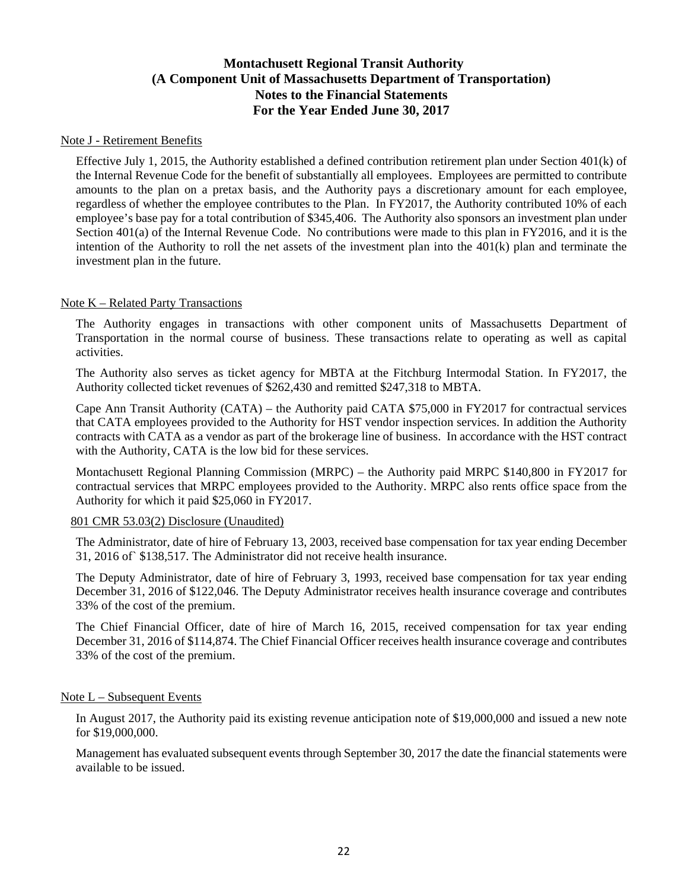# Montachusett Regional Transit Authority
## (A Component Unit of Massachusetts Department of Transportation)
## Notes to the Financial Statements
## For the Year Ended June 30, 2017

Note J - Retirement Benefits

Effective July 1, 2015, the Authority established a defined contribution retirement plan under Section 401(k) of the Internal Revenue Code for the benefit of substantially all employees. Employees are permitted to contribute amounts to the plan on a pretax basis, and the Authority pays a discretionary amount for each employee, regardless of whether the employee contributes to the Plan. In FY2017, the Authority contributed 10% of each employee's base pay for a total contribution of $345,406. The Authority also sponsors an investment plan under Section 401(a) of the Internal Revenue Code. No contributions were made to this plan in FY2016, and it is the intention of the Authority to roll the net assets of the investment plan into the 401(k) plan and terminate the investment plan in the future.

Note K – Related Party Transactions

The Authority engages in transactions with other component units of Massachusetts Department of Transportation in the normal course of business. These transactions relate to operating as well as capital activities.

The Authority also serves as ticket agency for MBTA at the Fitchburg Intermodal Station. In FY2017, the Authority collected ticket revenues of $262,430 and remitted $247,318 to MBTA.

Cape Ann Transit Authority (CATA) – the Authority paid CATA $75,000 in FY2017 for contractual services that CATA employees provided to the Authority for HST vendor inspection services. In addition the Authority contracts with CATA as a vendor as part of the brokerage line of business. In accordance with the HST contract with the Authority, CATA is the low bid for these services.

Montachusett Regional Planning Commission (MRPC) – the Authority paid MRPC $140,800 in FY2017 for contractual services that MRPC employees provided to the Authority. MRPC also rents office space from the Authority for which it paid $25,060 in FY2017.

801 CMR 53.03(2) Disclosure (Unaudited)

The Administrator, date of hire of February 13, 2003, received base compensation for tax year ending December 31, 2016 of` $138,517. The Administrator did not receive health insurance.

The Deputy Administrator, date of hire of February 3, 1993, received base compensation for tax year ending December 31, 2016 of $122,046. The Deputy Administrator receives health insurance coverage and contributes 33% of the cost of the premium.

The Chief Financial Officer, date of hire of March 16, 2015, received compensation for tax year ending December 31, 2016 of $114,874. The Chief Financial Officer receives health insurance coverage and contributes 33% of the cost of the premium.

Note L – Subsequent Events

In August 2017, the Authority paid its existing revenue anticipation note of $19,000,000 and issued a new note for $19,000,000.

Management has evaluated subsequent events through September 30, 2017 the date the financial statements were available to be issued.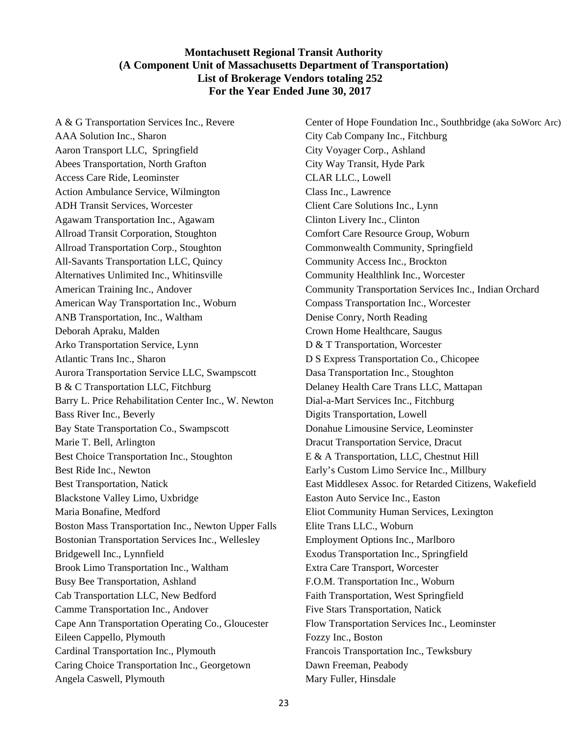**Montachusett Regional Transit Authority**
**(A Component Unit of Massachusetts Department of Transportation)**
**List of Brokerage Vendors totaling 252**
**For the Year Ended June 30, 2017**

A & G Transportation Services Inc., Revere
AAA Solution Inc., Sharon
Aaron Transport LLC, Springfield
Abees Transportation, North Grafton
Access Care Ride, Leominster
Action Ambulance Service, Wilmington
ADH Transit Services, Worcester
Agawam Transportation Inc., Agawam
Allroad Transit Corporation, Stoughton
Allroad Transportation Corp., Stoughton
All-Savants Transportation LLC, Quincy
Alternatives Unlimited Inc., Whitinsville
American Training Inc., Andover
American Way Transportation Inc., Woburn
ANB Transportation, Inc., Waltham
Deborah Apraku, Malden
Arko Transportation Service, Lynn
Atlantic Trans Inc., Sharon
Aurora Transportation Service LLC, Swampscott
B & C Transportation LLC, Fitchburg
Barry L. Price Rehabilitation Center Inc., W. Newton
Bass River Inc., Beverly
Bay State Transportation Co., Swampscott
Marie T. Bell, Arlington
Best Choice Transportation Inc., Stoughton
Best Ride Inc., Newton
Best Transportation, Natick
Blackstone Valley Limo, Uxbridge
Maria Bonafine, Medford
Boston Mass Transportation Inc., Newton Upper Falls
Bostonian Transportation Services Inc., Wellesley
Bridgewell Inc., Lynnfield
Brook Limo Transportation Inc., Waltham
Busy Bee Transportation, Ashland
Cab Transportation LLC, New Bedford
Camme Transportation Inc., Andover
Cape Ann Transportation Operating Co., Gloucester
Eileen Cappello, Plymouth
Cardinal Transportation Inc., Plymouth
Caring Choice Transportation Inc., Georgetown
Angela Caswell, Plymouth
Center of Hope Foundation Inc., Southbridge (aka SoWorc Arc)
City Cab Company Inc., Fitchburg
City Voyager Corp., Ashland
City Way Transit, Hyde Park
CLAR LLC., Lowell
Class Inc., Lawrence
Client Care Solutions Inc., Lynn
Clinton Livery Inc., Clinton
Comfort Care Resource Group, Woburn
Commonwealth Community, Springfield
Community Access Inc., Brockton
Community Healthlink Inc., Worcester
Community Transportation Services Inc., Indian Orchard
Compass Transportation Inc., Worcester
Denise Conry, North Reading
Crown Home Healthcare, Saugus
D & T Transportation, Worcester
D S Express Transportation Co., Chicopee
Dasa Transportation Inc., Stoughton
Delaney Health Care Trans LLC, Mattapan
Dial-a-Mart Services Inc., Fitchburg
Digits Transportation, Lowell
Donahue Limousine Service, Leominster
Dracut Transportation Service, Dracut
E & A Transportation, LLC, Chestnut Hill
Early's Custom Limo Service Inc., Millbury
East Middlesex Assoc. for Retarded Citizens, Wakefield
Easton Auto Service Inc., Easton
Eliot Community Human Services, Lexington
Elite Trans LLC., Woburn
Employment Options Inc., Marlboro
Exodus Transportation Inc., Springfield
Extra Care Transport, Worcester
F.O.M. Transportation Inc., Woburn
Faith Transportation, West Springfield
Five Stars Transportation, Natick
Flow Transportation Services Inc., Leominster
Fozzy Inc., Boston
Francois Transportation Inc., Tewksbury
Dawn Freeman, Peabody
Mary Fuller, Hinsdale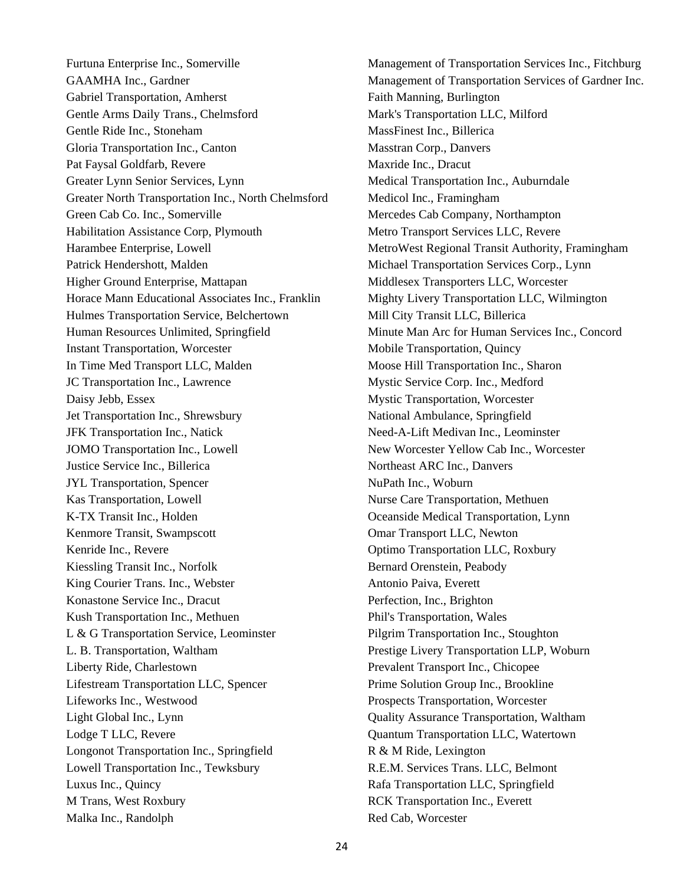Furtuna Enterprise Inc., Somerville
GAAMHA Inc., Gardner
Gabriel Transportation, Amherst
Gentle Arms Daily Trans., Chelmsford
Gentle Ride Inc., Stoneham
Gloria Transportation Inc., Canton
Pat Faysal Goldfarb, Revere
Greater Lynn Senior Services, Lynn
Greater North Transportation Inc., North Chelmsford
Green Cab Co. Inc., Somerville
Habilitation Assistance Corp, Plymouth
Harambee Enterprise, Lowell
Patrick Hendershott, Malden
Higher Ground Enterprise, Mattapan
Horace Mann Educational Associates Inc., Franklin
Hulmes Transportation Service, Belchertown
Human Resources Unlimited, Springfield
Instant Transportation, Worcester
In Time Med Transport LLC, Malden
JC Transportation Inc., Lawrence
Daisy Jebb, Essex
Jet Transportation Inc., Shrewsbury
JFK Transportation Inc., Natick
JOMO Transportation Inc., Lowell
Justice Service Inc., Billerica
JYL Transportation, Spencer
Kas Transportation, Lowell
K-TX Transit Inc., Holden
Kenmore Transit, Swampscott
Kenride Inc., Revere
Kiessling Transit Inc., Norfolk
King Courier Trans. Inc., Webster
Konastone Service Inc., Dracut
Kush Transportation Inc., Methuen
L & G Transportation Service, Leominster
L. B. Transportation, Waltham
Liberty Ride, Charlestown
Lifestream Transportation LLC, Spencer
Lifeworks Inc., Westwood
Light Global Inc., Lynn
Lodge T LLC, Revere
Longonot Transportation Inc., Springfield
Lowell Transportation Inc., Tewksbury
Luxus Inc., Quincy
M Trans, West Roxbury
Malka Inc., Randolph
Management of Transportation Services Inc., Fitchburg
Management of Transportation Services of Gardner Inc.
Faith Manning, Burlington
Mark's Transportation LLC, Milford
MassFinest Inc., Billerica
Masstran Corp., Danvers
Maxride Inc., Dracut
Medical Transportation Inc., Auburndale
Medicol Inc., Framingham
Mercedes Cab Company, Northampton
Metro Transport Services LLC, Revere
MetroWest Regional Transit Authority, Framingham
Michael Transportation Services Corp., Lynn
Middlesex Transporters LLC, Worcester
Mighty Livery Transportation LLC, Wilmington
Mill City Transit LLC, Billerica
Minute Man Arc for Human Services Inc., Concord
Mobile Transportation, Quincy
Moose Hill Transportation Inc., Sharon
Mystic Service Corp. Inc., Medford
Mystic Transportation, Worcester
National Ambulance, Springfield
Need-A-Lift Medivan Inc., Leominster
New Worcester Yellow Cab Inc., Worcester
Northeast ARC Inc., Danvers
NuPath Inc., Woburn
Nurse Care Transportation, Methuen
Oceanside Medical Transportation, Lynn
Omar Transport LLC, Newton
Optimo Transportation LLC, Roxbury
Bernard Orenstein, Peabody
Antonio Paiva, Everett
Perfection, Inc., Brighton
Phil's Transportation, Wales
Pilgrim Transportation Inc., Stoughton
Prestige Livery Transportation LLP, Woburn
Prevalent Transport Inc., Chicopee
Prime Solution Group Inc., Brookline
Prospects Transportation, Worcester
Quality Assurance Transportation, Waltham
Quantum Transportation LLC, Watertown
R & M Ride, Lexington
R.E.M. Services Trans. LLC, Belmont
Rafa Transportation LLC, Springfield
RCK Transportation Inc., Everett
Red Cab, Worcester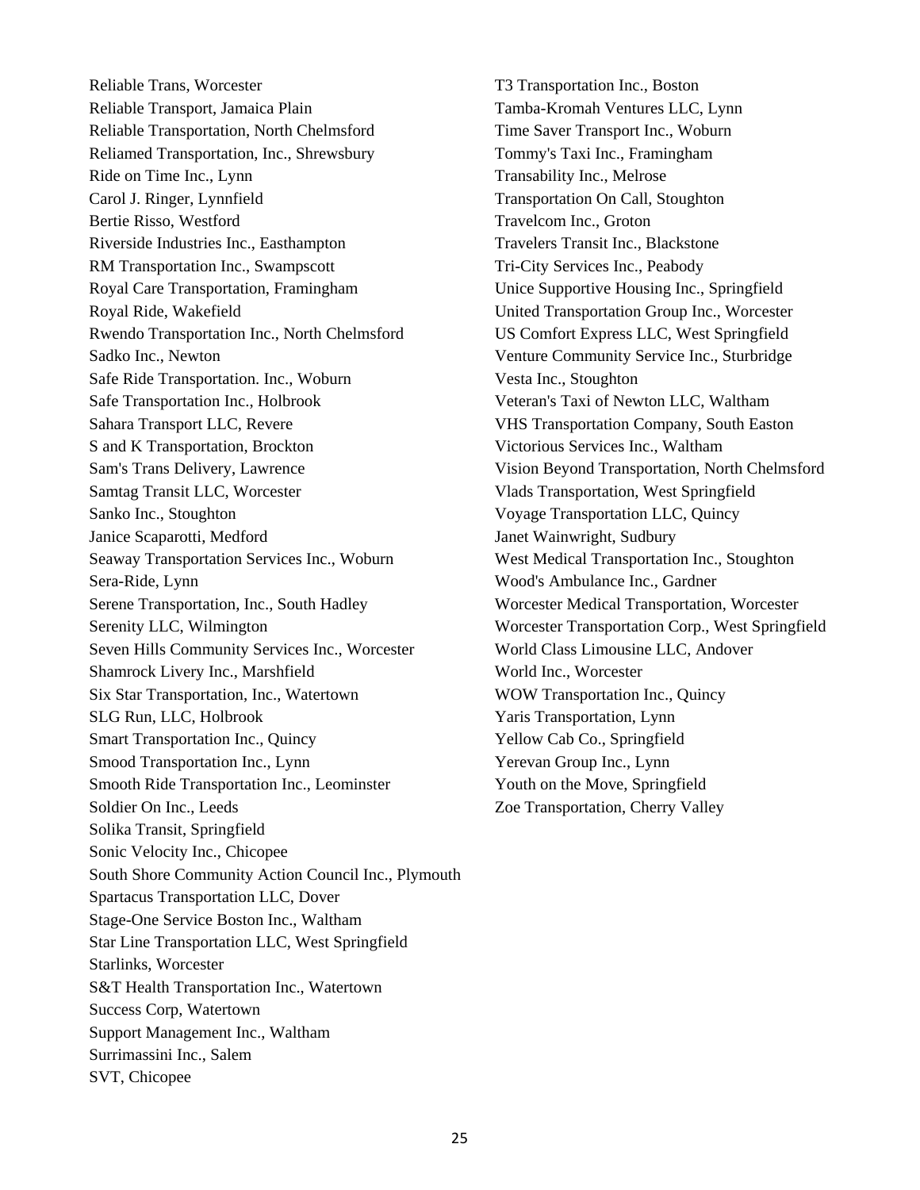Reliable Trans, Worcester
Reliable Transport, Jamaica Plain
Reliable Transportation, North Chelmsford
Reliamed Transportation, Inc., Shrewsbury
Ride on Time Inc., Lynn
Carol J. Ringer, Lynnfield
Bertie Risso, Westford
Riverside Industries Inc., Easthampton
RM Transportation Inc., Swampscott
Royal Care Transportation, Framingham
Royal Ride, Wakefield
Rwendo Transportation Inc., North Chelmsford
Sadko Inc., Newton
Safe Ride Transportation. Inc., Woburn
Safe Transportation Inc., Holbrook
Sahara Transport LLC, Revere
S and K Transportation, Brockton
Sam's Trans Delivery, Lawrence
Samtag Transit LLC, Worcester
Sanko Inc., Stoughton
Janice Scaparotti, Medford
Seaway Transportation Services Inc., Woburn
Sera-Ride, Lynn
Serene Transportation, Inc., South Hadley
Serenity LLC, Wilmington
Seven Hills Community Services Inc., Worcester
Shamrock Livery Inc., Marshfield
Six Star Transportation, Inc., Watertown
SLG Run, LLC, Holbrook
Smart Transportation Inc., Quincy
Smood Transportation Inc., Lynn
Smooth Ride Transportation Inc., Leominster
Soldier On Inc., Leeds
Solika Transit, Springfield
Sonic Velocity Inc., Chicopee
South Shore Community Action Council Inc., Plymouth
Spartacus Transportation LLC, Dover
Stage-One Service Boston Inc., Waltham
Star Line Transportation LLC, West Springfield
Starlinks, Worcester
S&T Health Transportation Inc., Watertown
Success Corp, Watertown
Support Management Inc., Waltham
Surrimassini Inc., Salem
SVT, Chicopee
T3 Transportation Inc., Boston
Tamba-Kromah Ventures LLC, Lynn
Time Saver Transport Inc., Woburn
Tommy's Taxi Inc., Framingham
Transability Inc., Melrose
Transportation On Call, Stoughton
Travelcom Inc., Groton
Travelers Transit Inc., Blackstone
Tri-City Services Inc., Peabody
Unice Supportive Housing Inc., Springfield
United Transportation Group Inc., Worcester
US Comfort Express LLC, West Springfield
Venture Community Service Inc., Sturbridge
Vesta Inc., Stoughton
Veteran's Taxi of Newton LLC, Waltham
VHS Transportation Company, South Easton
Victorious Services Inc., Waltham
Vision Beyond Transportation, North Chelmsford
Vlads Transportation, West Springfield
Voyage Transportation LLC, Quincy
Janet Wainwright, Sudbury
West Medical Transportation Inc., Stoughton
Wood's Ambulance Inc., Gardner
Worcester Medical Transportation, Worcester
Worcester Transportation Corp., West Springfield
World Class Limousine LLC, Andover
World Inc., Worcester
WOW Transportation Inc., Quincy
Yaris Transportation, Lynn
Yellow Cab Co., Springfield
Yerevan Group Inc., Lynn
Youth on the Move, Springfield
Zoe Transportation, Cherry Valley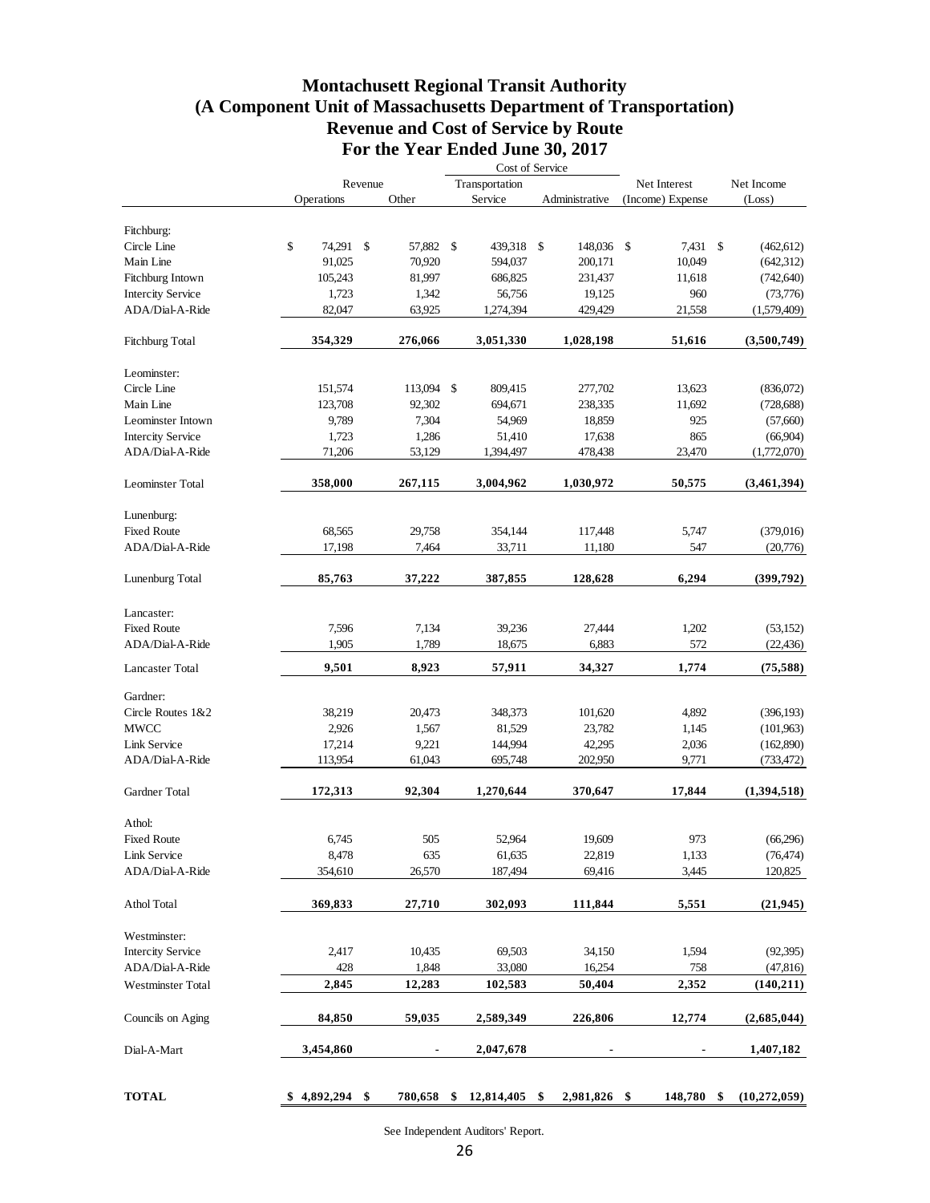# Montachusett Regional Transit Authority
## (A Component Unit of Massachusetts Department of Transportation)
## Revenue and Cost of Service by Route
## For the Year Ended June 30, 2017

| | Revenue | | Cost of Service | | | |
|---|---|---|---|---|---|---|
| | Operations | Other | Transportation Service | Administrative | Net Interest (Income) Expense | Net Income (Loss) |
| **Fitchburg:** | | | | | | |
| Circle Line | $ 74,291 | $ 57,882 | $ 439,318 | $ 148,036 | $ 7,431 | $ (462,612) |
| Main Line | 91,025 | 70,920 | 594,037 | 200,171 | 10,049 | (642,312) |
| Fitchburg Intown | 105,243 | 81,997 | 686,825 | 231,437 | 11,618 | (742,640) |
| Intercity Service | 1,723 | 1,342 | 56,756 | 19,125 | 960 | (73,776) |
| ADA/Dial-A-Ride | 82,047 | 63,925 | 1,274,394 | 429,429 | 21,558 | (1,579,409) |
| Fitchburg Total | **354,329** | **276,066** | **3,051,330** | **1,028,198** | **51,616** | **(3,500,749)** |
| **Leominster:** | | | | | | |
| Circle Line | 151,574 | 113,094 | $ 809,415 | 277,702 | 13,623 | (836,072) |
| Main Line | 123,708 | 92,302 | 694,671 | 238,335 | 11,692 | (728,688) |
| Leominster Intown | 9,789 | 7,304 | 54,969 | 18,859 | 925 | (57,660) |
| Intercity Service | 1,723 | 1,286 | 51,410 | 17,638 | 865 | (66,904) |
| ADA/Dial-A-Ride | 71,206 | 53,129 | 1,394,497 | 478,438 | 23,470 | (1,772,070) |
| Leominster Total | **358,000** | **267,115** | **3,004,962** | **1,030,972** | **50,575** | **(3,461,394)** |
| **Lunenburg:** | | | | | | |
| Fixed Route | 68,565 | 29,758 | 354,144 | 117,448 | 5,747 | (379,016) |
| ADA/Dial-A-Ride | 17,198 | 7,464 | 33,711 | 11,180 | 547 | (20,776) |
| Lunenburg Total | **85,763** | **37,222** | **387,855** | **128,628** | **6,294** | **(399,792)** |
| **Lancaster:** | | | | | | |
| Fixed Route | 7,596 | 7,134 | 39,236 | 27,444 | 1,202 | (53,152) |
| ADA/Dial-A-Ride | 1,905 | 1,789 | 18,675 | 6,883 | 572 | (22,436) |
| Lancaster Total | **9,501** | **8,923** | **57,911** | **34,327** | **1,774** | **(75,588)** |
| **Gardner:** | | | | | | |
| Circle Routes 1&2 | 38,219 | 20,473 | 348,373 | 101,620 | 4,892 | (396,193) |
| MWCC | 2,926 | 1,567 | 81,529 | 23,782 | 1,145 | (101,963) |
| Link Service | 17,214 | 9,221 | 144,994 | 42,295 | 2,036 | (162,890) |
| ADA/Dial-A-Ride | 113,954 | 61,043 | 695,748 | 202,950 | 9,771 | (733,472) |
| Gardner Total | **172,313** | **92,304** | **1,270,644** | **370,647** | **17,844** | **(1,394,518)** |
| **Athol:** | | | | | | |
| Fixed Route | 6,745 | 505 | 52,964 | 19,609 | 973 | (66,296) |
| Link Service | 8,478 | 635 | 61,635 | 22,819 | 1,133 | (76,474) |
| ADA/Dial-A-Ride | 354,610 | 26,570 | 187,494 | 69,416 | 3,445 | 120,825 |
| Athol Total | **369,833** | **27,710** | **302,093** | **111,844** | **5,551** | **(21,945)** |
| **Westminster:** | | | | | | |
| Intercity Service | 2,417 | 10,435 | 69,503 | 34,150 | 1,594 | (92,395) |
| ADA/Dial-A-Ride | 428 | 1,848 | 33,080 | 16,254 | 758 | (47,816) |
| Westminster Total | **2,845** | **12,283** | **102,583** | **50,404** | **2,352** | **(140,211)** |
| Councils on Aging | **84,850** | **59,035** | **2,589,349** | **226,806** | **12,774** | **(2,685,044)** |
| Dial-A-Mart | **3,454,860** | **-** | **2,047,678** | **-** | **-** | **1,407,182** |
| **TOTAL** | **$ 4,892,294** | **$ 780,658** | **$ 12,814,405** | **$ 2,981,826** | **$ 148,780** | **$ (10,272,059)** |

See Independent Auditors' Report.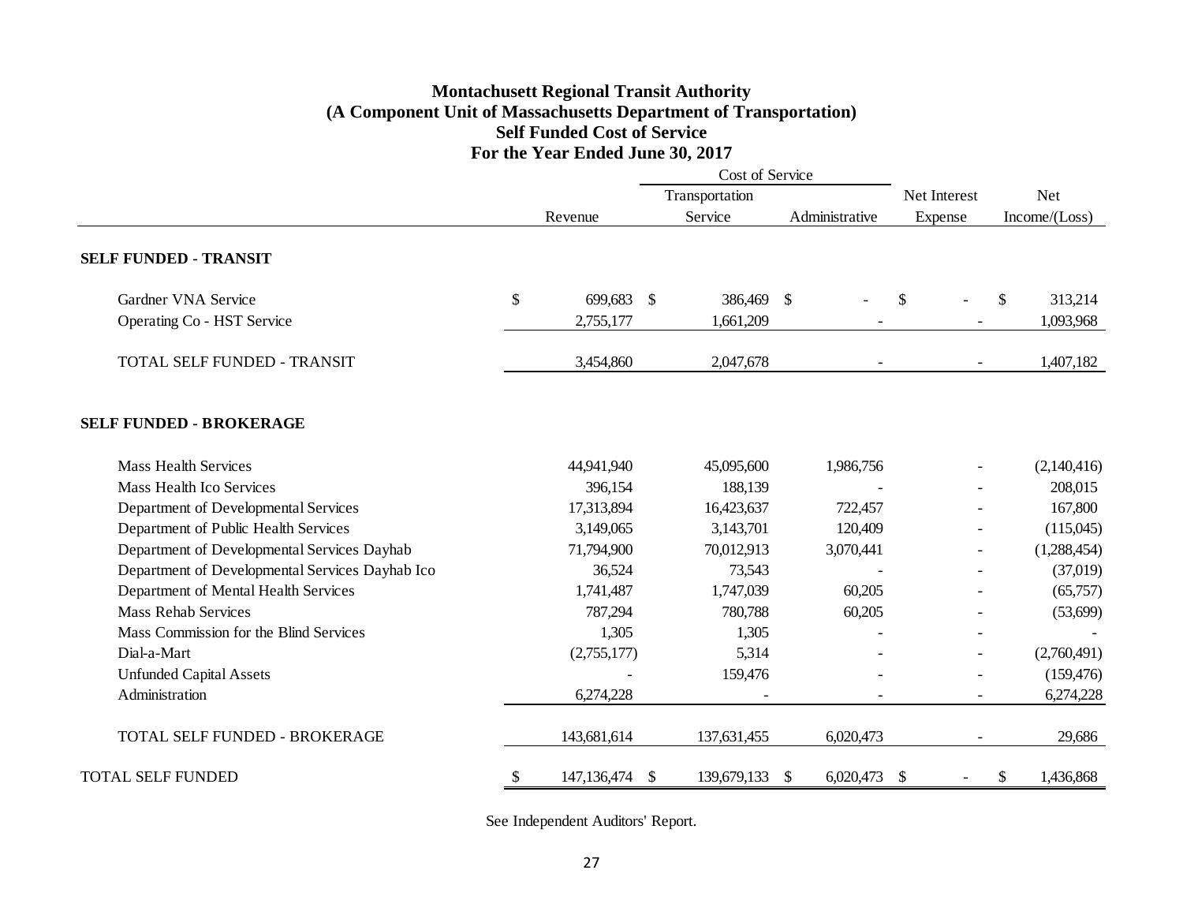# Montachusett Regional Transit Authority
## (A Component Unit of Massachusetts Department of Transportation)
## Self Funded Cost of Service
## For the Year Ended June 30, 2017

| | Revenue | Cost of Service: Transportation Service | Cost of Service: Administrative | Net Interest Expense | Net Income/(Loss) |
|---|---|---|---|---|---|
| **SELF FUNDED - TRANSIT** | | | | | |
| Gardner VNA Service | $ 699,683 | $ 386,469 | $ - | $ - | $ 313,214 |
| Operating Co - HST Service | 2,755,177 | 1,661,209 | - | - | 1,093,968 |
| TOTAL SELF FUNDED - TRANSIT | 3,454,860 | 2,047,678 | - | - | 1,407,182 |
| **SELF FUNDED - BROKERAGE** | | | | | |
| Mass Health Services | 44,941,940 | 45,095,600 | 1,986,756 | - | (2,140,416) |
| Mass Health Ico Services | 396,154 | 188,139 | - | - | 208,015 |
| Department of Developmental Services | 17,313,894 | 16,423,637 | 722,457 | - | 167,800 |
| Department of Public Health Services | 3,149,065 | 3,143,701 | 120,409 | - | (115,045) |
| Department of Developmental Services Dayhab | 71,794,900 | 70,012,913 | 3,070,441 | - | (1,288,454) |
| Department of Developmental Services Dayhab Ico | 36,524 | 73,543 | - | - | (37,019) |
| Department of Mental Health Services | 1,741,487 | 1,747,039 | 60,205 | - | (65,757) |
| Mass Rehab Services | 787,294 | 780,788 | 60,205 | - | (53,699) |
| Mass Commission for the Blind Services | 1,305 | 1,305 | - | - | - |
| Dial-a-Mart | (2,755,177) | 5,314 | - | - | (2,760,491) |
| Unfunded Capital Assets | - | 159,476 | - | - | (159,476) |
| Administration | 6,274,228 | - | - | - | 6,274,228 |
| TOTAL SELF FUNDED - BROKERAGE | 143,681,614 | 137,631,455 | 6,020,473 | - | 29,686 |
| TOTAL SELF FUNDED | $ 147,136,474 | $ 139,679,133 | $ 6,020,473 | $ - | $ 1,436,868 |

See Independent Auditors' Report.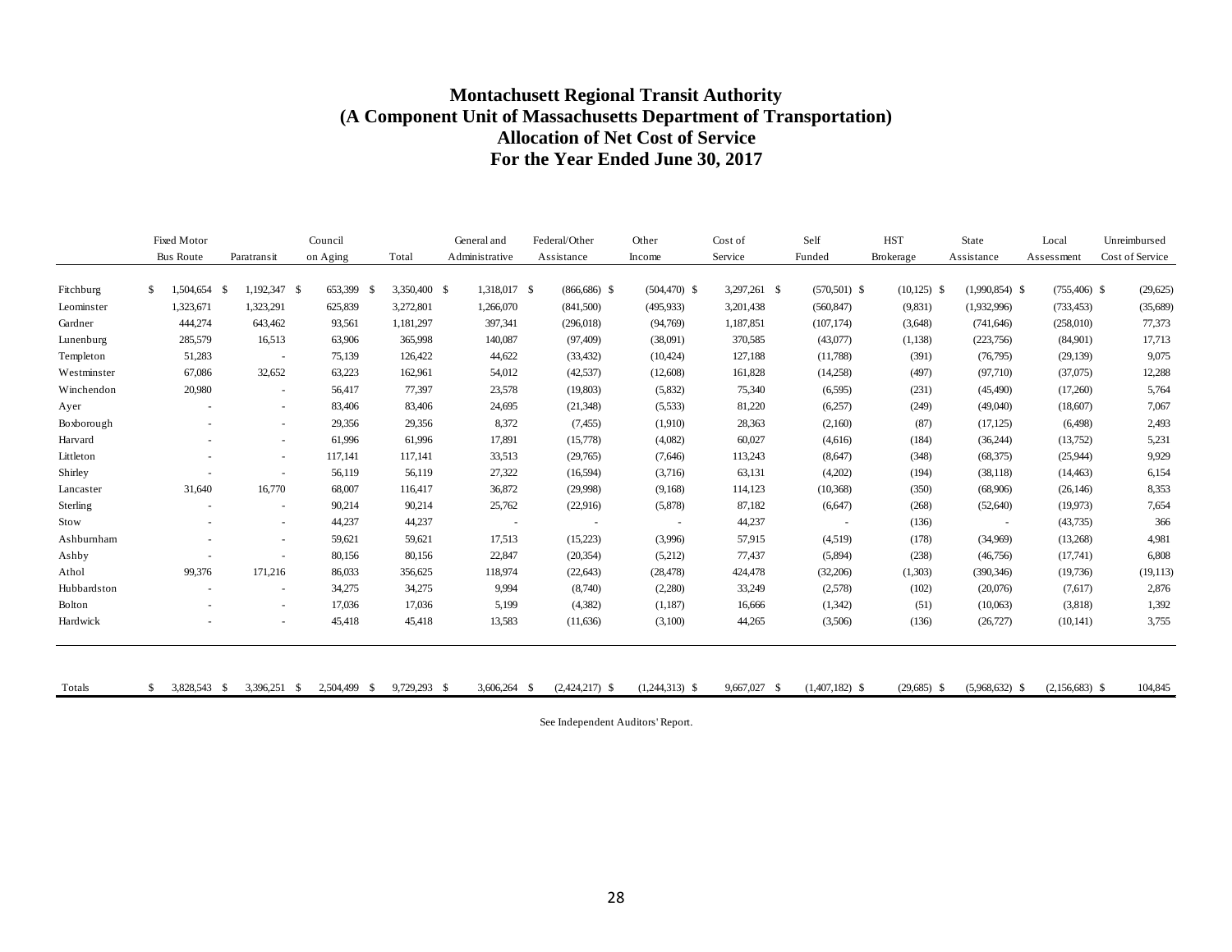# Montachusett Regional Transit Authority
## (A Component Unit of Massachusetts Department of Transportation)
## Allocation of Net Cost of Service
## For the Year Ended June 30, 2017

| | Fixed Motor Bus Route | Paratransit | Council on Aging | Total | General and Administrative | Federal/Other Assistance | Other Income | Cost of Service | Self Funded | HST Brokerage | State Assistance | Local Assessment | Unreimbursed Cost of Service |
|---|---|---|---|---|---|---|---|---|---|---|---|---|---|
| Fitchburg | $ 1,504,654 | $ 1,192,347 | $ 653,399 | $ 3,350,400 | $ 1,318,017 | $ (866,686) | $ (504,470) | $ 3,297,261 | $ (570,501) | $ (10,125) | $ (1,990,854) | $ (755,406) | $ (29,625) |
| Leominster | 1,323,671 | 1,323,291 | 625,839 | 3,272,801 | 1,266,070 | (841,500) | (495,933) | 3,201,438 | (560,847) | (9,831) | (1,932,996) | (733,453) | (35,689) |
| Gardner | 444,274 | 643,462 | 93,561 | 1,181,297 | 397,341 | (296,018) | (94,769) | 1,187,851 | (107,174) | (3,648) | (741,646) | (258,010) | 77,373 |
| Lunenburg | 285,579 | 16,513 | 63,906 | 365,998 | 140,087 | (97,409) | (38,091) | 370,585 | (43,077) | (1,138) | (223,756) | (84,901) | 17,713 |
| Templeton | 51,283 | - | 75,139 | 126,422 | 44,622 | (33,432) | (10,424) | 127,188 | (11,788) | (391) | (76,795) | (29,139) | 9,075 |
| Westminster | 67,086 | 32,652 | 63,223 | 162,961 | 54,012 | (42,537) | (12,608) | 161,828 | (14,258) | (497) | (97,710) | (37,075) | 12,288 |
| Winchendon | 20,980 | - | 56,417 | 77,397 | 23,578 | (19,803) | (5,832) | 75,340 | (6,595) | (231) | (45,490) | (17,260) | 5,764 |
| Ayer | - | - | 83,406 | 83,406 | 24,695 | (21,348) | (5,533) | 81,220 | (6,257) | (249) | (49,040) | (18,607) | 7,067 |
| Boxborough | - | - | 29,356 | 29,356 | 8,372 | (7,455) | (1,910) | 28,363 | (2,160) | (87) | (17,125) | (6,498) | 2,493 |
| Harvard | - | - | 61,996 | 61,996 | 17,891 | (15,778) | (4,082) | 60,027 | (4,616) | (184) | (36,244) | (13,752) | 5,231 |
| Littleton | - | - | 117,141 | 117,141 | 33,513 | (29,765) | (7,646) | 113,243 | (8,647) | (348) | (68,375) | (25,944) | 9,929 |
| Shirley | - | - | 56,119 | 56,119 | 27,322 | (16,594) | (3,716) | 63,131 | (4,202) | (194) | (38,118) | (14,463) | 6,154 |
| Lancaster | 31,640 | 16,770 | 68,007 | 116,417 | 36,872 | (29,998) | (9,168) | 114,123 | (10,368) | (350) | (68,906) | (26,146) | 8,353 |
| Sterling | - | - | 90,214 | 90,214 | 25,762 | (22,916) | (5,878) | 87,182 | (6,647) | (268) | (52,640) | (19,973) | 7,654 |
| Stow | - | - | 44,237 | 44,237 | - | - | - | 44,237 | - | (136) | - | (43,735) | 366 |
| Ashburnham | - | - | 59,621 | 59,621 | 17,513 | (15,223) | (3,996) | 57,915 | (4,519) | (178) | (34,969) | (13,268) | 4,981 |
| Ashby | - | - | 80,156 | 80,156 | 22,847 | (20,354) | (5,212) | 77,437 | (5,894) | (238) | (46,756) | (17,741) | 6,808 |
| Athol | 99,376 | 171,216 | 86,033 | 356,625 | 118,974 | (22,643) | (28,478) | 424,478 | (32,206) | (1,303) | (390,346) | (19,736) | (19,113) |
| Hubbardston | - | - | 34,275 | 34,275 | 9,994 | (8,740) | (2,280) | 33,249 | (2,578) | (102) | (20,076) | (7,617) | 2,876 |
| Bolton | - | - | 17,036 | 17,036 | 5,199 | (4,382) | (1,187) | 16,666 | (1,342) | (51) | (10,063) | (3,818) | 1,392 |
| Hardwick | - | - | 45,418 | 45,418 | 13,583 | (11,636) | (3,100) | 44,265 | (3,506) | (136) | (26,727) | (10,141) | 3,755 |
| Totals | $ 3,828,543 | $ 3,396,251 | $ 2,504,499 | $ 9,729,293 | $ 3,606,264 | $ (2,424,217) | $ (1,244,313) | $ 9,667,027 | $ (1,407,182) | $ (29,685) | $ (5,968,632) | $ (2,156,683) | $ 104,845 |

See Independent Auditors' Report.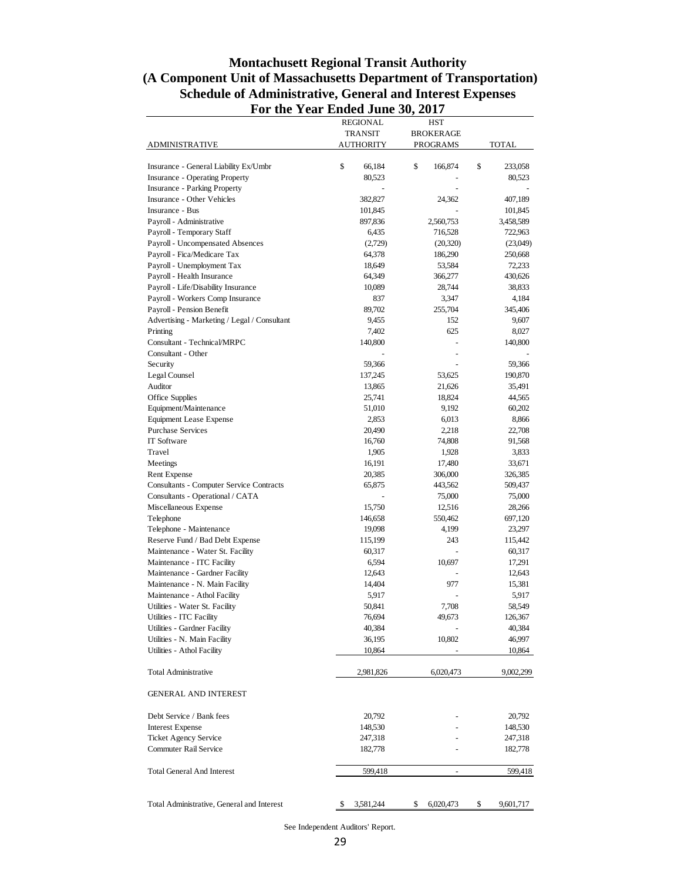# Montachusett Regional Transit Authority
## (A Component Unit of Massachusetts Department of Transportation)
## Schedule of Administrative, General and Interest Expenses
## For the Year Ended June 30, 2017

| ADMINISTRATIVE | REGIONAL TRANSIT AUTHORITY | HST BROKERAGE PROGRAMS | TOTAL |
|---|---|---|---|
| Insurance - General Liability Ex/Umbr | $ 66,184 | $ 166,874 | $ 233,058 |
| Insurance - Operating Property | 80,523 | - | 80,523 |
| Insurance - Parking Property | - | - | - |
| Insurance - Other Vehicles | 382,827 | 24,362 | 407,189 |
| Insurance - Bus | 101,845 | - | 101,845 |
| Payroll - Administrative | 897,836 | 2,560,753 | 3,458,589 |
| Payroll - Temporary Staff | 6,435 | 716,528 | 722,963 |
| Payroll - Uncompensated Absences | (2,729) | (20,320) | (23,049) |
| Payroll - Fica/Medicare Tax | 64,378 | 186,290 | 250,668 |
| Payroll - Unemployment Tax | 18,649 | 53,584 | 72,233 |
| Payroll - Health Insurance | 64,349 | 366,277 | 430,626 |
| Payroll - Life/Disability Insurance | 10,089 | 28,744 | 38,833 |
| Payroll - Workers Comp Insurance | 837 | 3,347 | 4,184 |
| Payroll - Pension Benefit | 89,702 | 255,704 | 345,406 |
| Advertising - Marketing / Legal / Consultant | 9,455 | 152 | 9,607 |
| Printing | 7,402 | 625 | 8,027 |
| Consultant - Technical/MRPC | 140,800 | - | 140,800 |
| Consultant - Other | - | - | - |
| Security | 59,366 | - | 59,366 |
| Legal Counsel | 137,245 | 53,625 | 190,870 |
| Auditor | 13,865 | 21,626 | 35,491 |
| Office Supplies | 25,741 | 18,824 | 44,565 |
| Equipment/Maintenance | 51,010 | 9,192 | 60,202 |
| Equipment Lease Expense | 2,853 | 6,013 | 8,866 |
| Purchase Services | 20,490 | 2,218 | 22,708 |
| IT Software | 16,760 | 74,808 | 91,568 |
| Travel | 1,905 | 1,928 | 3,833 |
| Meetings | 16,191 | 17,480 | 33,671 |
| Rent Expense | 20,385 | 306,000 | 326,385 |
| Consultants - Computer Service Contracts | 65,875 | 443,562 | 509,437 |
| Consultants - Operational / CATA | - | 75,000 | 75,000 |
| Miscellaneous Expense | 15,750 | 12,516 | 28,266 |
| Telephone | 146,658 | 550,462 | 697,120 |
| Telephone - Maintenance | 19,098 | 4,199 | 23,297 |
| Reserve Fund / Bad Debt Expense | 115,199 | 243 | 115,442 |
| Maintenance - Water St. Facility | 60,317 | - | 60,317 |
| Maintenance - ITC Facility | 6,594 | 10,697 | 17,291 |
| Maintenance - Gardner Facility | 12,643 | - | 12,643 |
| Maintenance - N. Main Facility | 14,404 | 977 | 15,381 |
| Maintenance - Athol Facility | 5,917 | - | 5,917 |
| Utilities - Water St. Facility | 50,841 | 7,708 | 58,549 |
| Utilities - ITC Facility | 76,694 | 49,673 | 126,367 |
| Utilities - Gardner Facility | 40,384 | - | 40,384 |
| Utilities - N. Main Facility | 36,195 | 10,802 | 46,997 |
| Utilities - Athol Facility | 10,864 | - | 10,864 |
| Total Administrative | 2,981,826 | 6,020,473 | 9,002,299 |
| **GENERAL AND INTEREST** | | | |
| Debt Service / Bank fees | 20,792 | - | 20,792 |
| Interest Expense | 148,530 | - | 148,530 |
| Ticket Agency Service | 247,318 | - | 247,318 |
| Commuter Rail Service | 182,778 | - | 182,778 |
| Total General And Interest | 599,418 | - | 599,418 |
| Total Administrative, General and Interest | $ 3,581,244 | $ 6,020,473 | $ 9,601,717 |

See Independent Auditors' Report.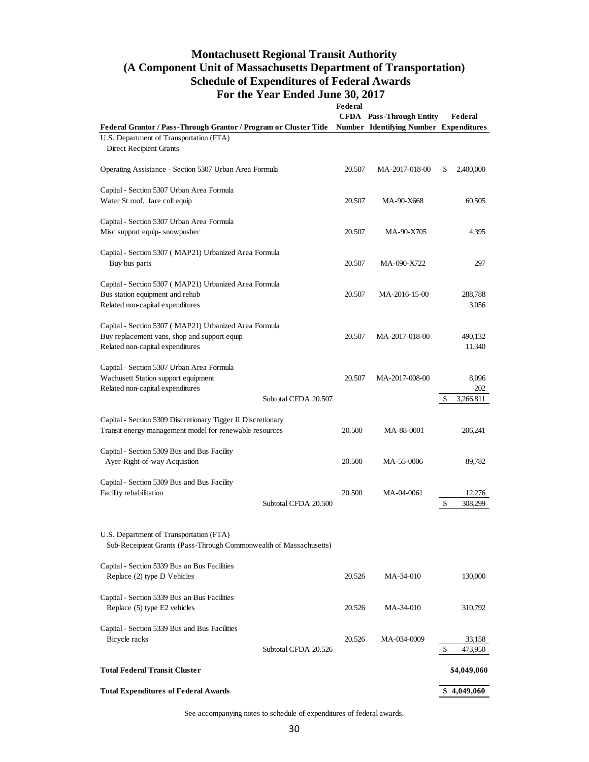# Montachusett Regional Transit Authority
# (A Component Unit of Massachusetts Department of Transportation)
# Schedule of Expenditures of Federal Awards
# For the Year Ended June 30, 2017

| Federal Grantor / Pass-Through Grantor / Program or Cluster Title | Federal CFDA Number | Pass-Through Entity Identifying Number | Federal Expenditures |
|---|---|---|---|
| U.S. Department of Transportation (FTA) | | | |
| Direct Recipient Grants | | | |
| Operating Assistance - Section 5307 Urban Area Formula | 20.507 | MA-2017-018-00 | $ 2,400,000 |
| Capital - Section 5307 Urban Area Formula | | | |
| Water St roof, fare coll equip | 20.507 | MA-90-X668 | 60,505 |
| Capital - Section 5307 Urban Area Formula | | | |
| Misc support equip- snowpusher | 20.507 | MA-90-X705 | 4,395 |
| Capital - Section 5307 ( MAP21) Urbanized Area Formula | | | |
| Buy bus parts | 20.507 | MA-090-X722 | 297 |
| Capital - Section 5307 ( MAP21) Urbanized Area Formula | | | |
| Bus station equipment and rehab | 20.507 | MA-2016-15-00 | 288,788 |
| Related non-capital expenditures | | | 3,056 |
| Capital - Section 5307 ( MAP21) Urbanized Area Formula | | | |
| Buy replacement vans, shop and support equip | 20.507 | MA-2017-018-00 | 490,132 |
| Related non-capital expenditures | | | 11,340 |
| Capital - Section 5307 Urban Area Formula | | | |
| Wachusett Station support equipment | 20.507 | MA-2017-008-00 | 8,096 |
| Related non-capital expenditures | | | 202 |
| Subtotal CFDA 20.507 | | | $ 3,266,811 |
| Capital - Section 5309 Discretionary Tigger II Discretionary | | | |
| Transit energy management model for renewable resources | 20.500 | MA-88-0001 | 206,241 |
| Capital - Section 5309 Bus and Bus Facility | | | |
| Ayer-Right-of-way Acquistion | 20.500 | MA-55-0006 | 89,782 |
| Capital - Section 5309 Bus and Bus Facility | | | |
| Facility rehabilitation | 20.500 | MA-04-0061 | 12,276 |
| Subtotal CFDA 20.500 | | | $ 308,299 |
| U.S. Department of Transportation (FTA) | | | |
| Sub-Receipient Grants (Pass-Through Commonwealth of Massachusetts) | | | |
| Capital - Section 5339 Bus an Bus Facilities | | | |
| Replace (2) type D Vehicles | 20.526 | MA-34-010 | 130,000 |
| Capital - Section 5339 Bus an Bus Facilities | | | |
| Replace (5) type E2 vehicles | 20.526 | MA-34-010 | 310,792 |
| Capital - Section 5339 Bus and Bus Facilities | | | |
| Bicycle racks | 20.526 | MA-034-0009 | 33,158 |
| Subtotal CFDA 20.526 | | | $ 473,950 |
| **Total Federal Transit Cluster** | | | **$4,049,060** |
| **Total Expenditures of Federal Awards** | | | **$ 4,049,060** |

See accompanying notes to schedule of expenditures of federal awards.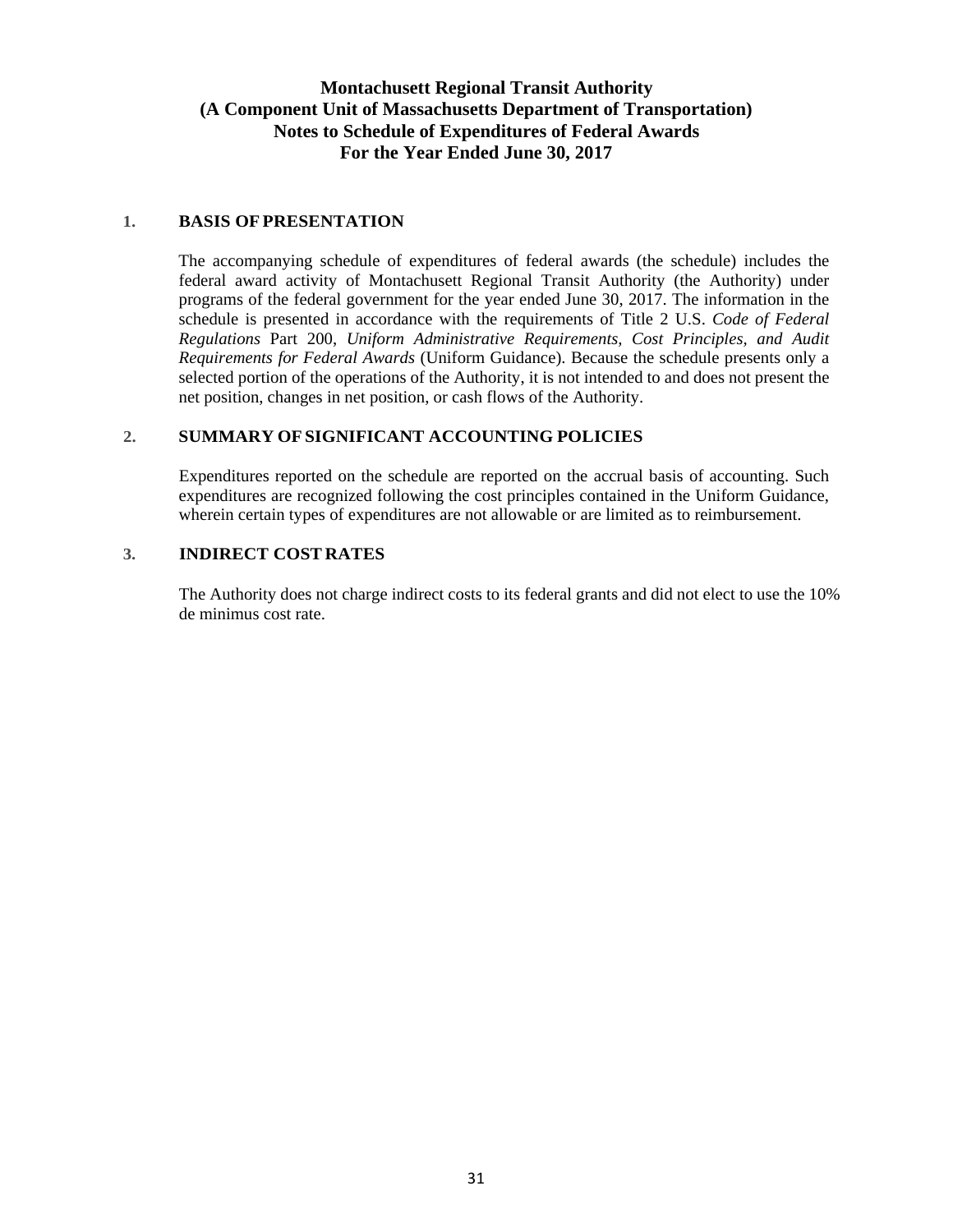# Montachusett Regional Transit Authority
## (A Component Unit of Massachusetts Department of Transportation)
## Notes to Schedule of Expenditures of Federal Awards
## For the Year Ended June 30, 2017

### 1. BASIS OF PRESENTATION

The accompanying schedule of expenditures of federal awards (the schedule) includes the federal award activity of Montachusett Regional Transit Authority (the Authority) under programs of the federal government for the year ended June 30, 2017. The information in the schedule is presented in accordance with the requirements of Title 2 U.S. *Code of Federal Regulations* Part 200, *Uniform Administrative Requirements, Cost Principles, and Audit Requirements for Federal Awards* (Uniform Guidance). Because the schedule presents only a selected portion of the operations of the Authority, it is not intended to and does not present the net position, changes in net position, or cash flows of the Authority.

### 2. SUMMARY OF SIGNIFICANT ACCOUNTING POLICIES

Expenditures reported on the schedule are reported on the accrual basis of accounting. Such expenditures are recognized following the cost principles contained in the Uniform Guidance, wherein certain types of expenditures are not allowable or are limited as to reimbursement.

### 3. INDIRECT COST RATES

The Authority does not charge indirect costs to its federal grants and did not elect to use the 10% de minimus cost rate.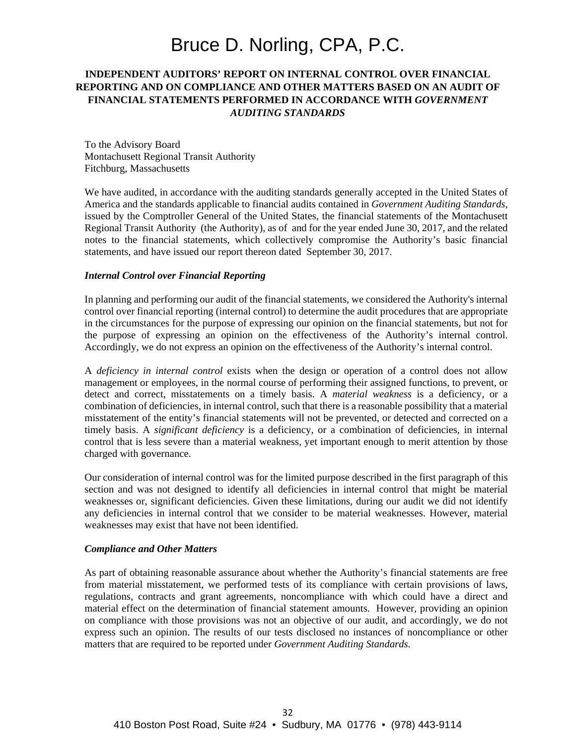# Bruce D. Norling, CPA, P.C.

## INDEPENDENT AUDITORS' REPORT ON INTERNAL CONTROL OVER FINANCIAL REPORTING AND ON COMPLIANCE AND OTHER MATTERS BASED ON AN AUDIT OF FINANCIAL STATEMENTS PERFORMED IN ACCORDANCE WITH *GOVERNMENT AUDITING STANDARDS*

To the Advisory Board
Montachusett Regional Transit Authority
Fitchburg, Massachusetts

We have audited, in accordance with the auditing standards generally accepted in the United States of America and the standards applicable to financial audits contained in *Government Auditing Standards*, issued by the Comptroller General of the United States, the financial statements of the Montachusett Regional Transit Authority (the Authority), as of and for the year ended June 30, 2017, and the related notes to the financial statements, which collectively compromise the Authority's basic financial statements, and have issued our report thereon dated September 30, 2017.

### *Internal Control over Financial Reporting*

In planning and performing our audit of the financial statements, we considered the Authority's internal control over financial reporting (internal control) to determine the audit procedures that are appropriate in the circumstances for the purpose of expressing our opinion on the financial statements, but not for the purpose of expressing an opinion on the effectiveness of the Authority's internal control. Accordingly, we do not express an opinion on the effectiveness of the Authority's internal control.

A *deficiency in internal control* exists when the design or operation of a control does not allow management or employees, in the normal course of performing their assigned functions, to prevent, or detect and correct, misstatements on a timely basis. A *material weakness* is a deficiency, or a combination of deficiencies, in internal control, such that there is a reasonable possibility that a material misstatement of the entity's financial statements will not be prevented, or detected and corrected on a timely basis. A *significant deficiency* is a deficiency, or a combination of deficiencies, in internal control that is less severe than a material weakness, yet important enough to merit attention by those charged with governance.

Our consideration of internal control was for the limited purpose described in the first paragraph of this section and was not designed to identify all deficiencies in internal control that might be material weaknesses or, significant deficiencies. Given these limitations, during our audit we did not identify any deficiencies in internal control that we consider to be material weaknesses. However, material weaknesses may exist that have not been identified.

### *Compliance and Other Matters*

As part of obtaining reasonable assurance about whether the Authority's financial statements are free from material misstatement, we performed tests of its compliance with certain provisions of laws, regulations, contracts and grant agreements, noncompliance with which could have a direct and material effect on the determination of financial statement amounts. However, providing an opinion on compliance with those provisions was not an objective of our audit, and accordingly, we do not express such an opinion. The results of our tests disclosed no instances of noncompliance or other matters that are required to be reported under *Government Auditing Standards.*

410 Boston Post Road, Suite #24 • Sudbury, MA 01776 • (978) 443-9114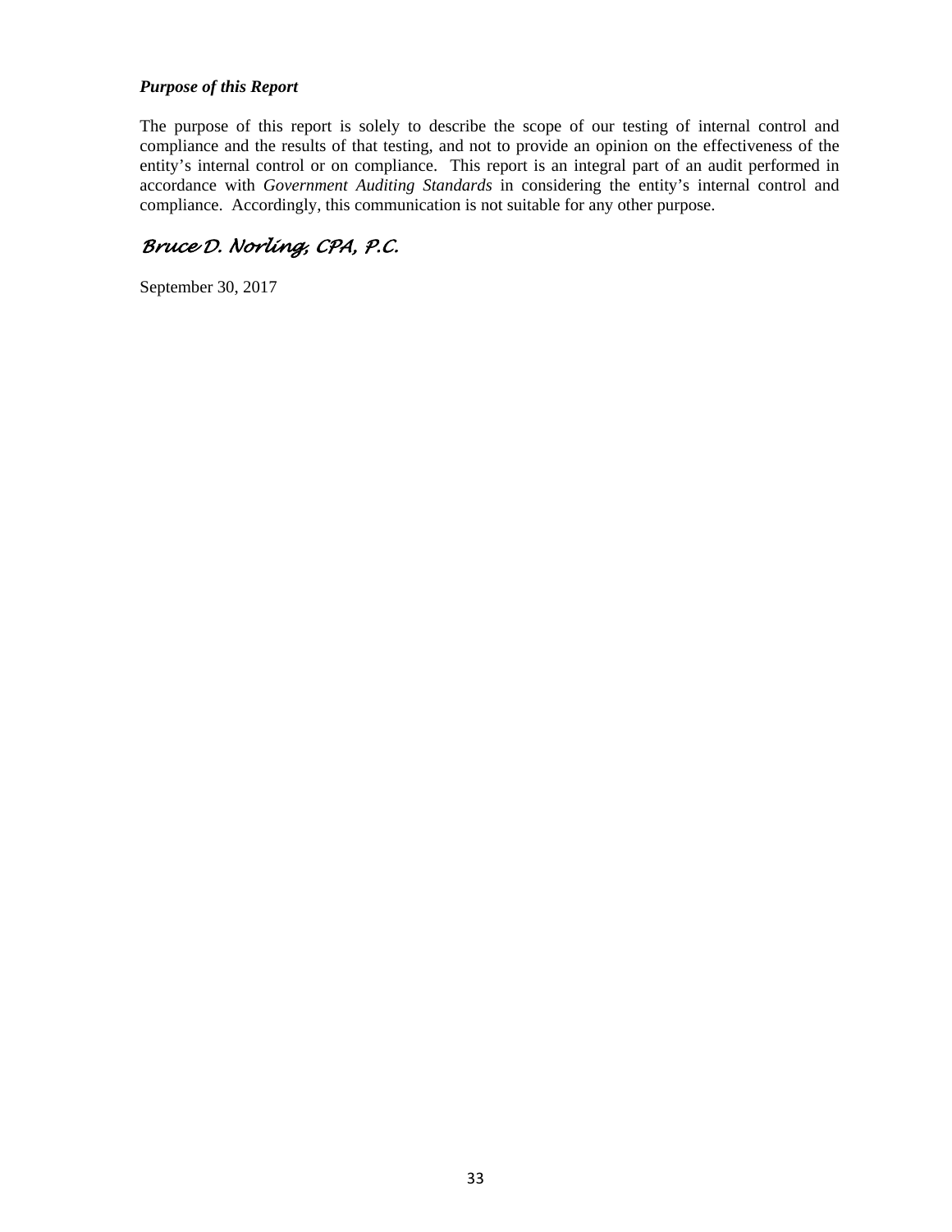***Purpose of this Report***

The purpose of this report is solely to describe the scope of our testing of internal control and compliance and the results of that testing, and not to provide an opinion on the effectiveness of the entity's internal control or on compliance. This report is an integral part of an audit performed in accordance with *Government Auditing Standards* in considering the entity's internal control and compliance. Accordingly, this communication is not suitable for any other purpose.

*Bruce D. Norling, CPA, P.C.*

September 30, 2017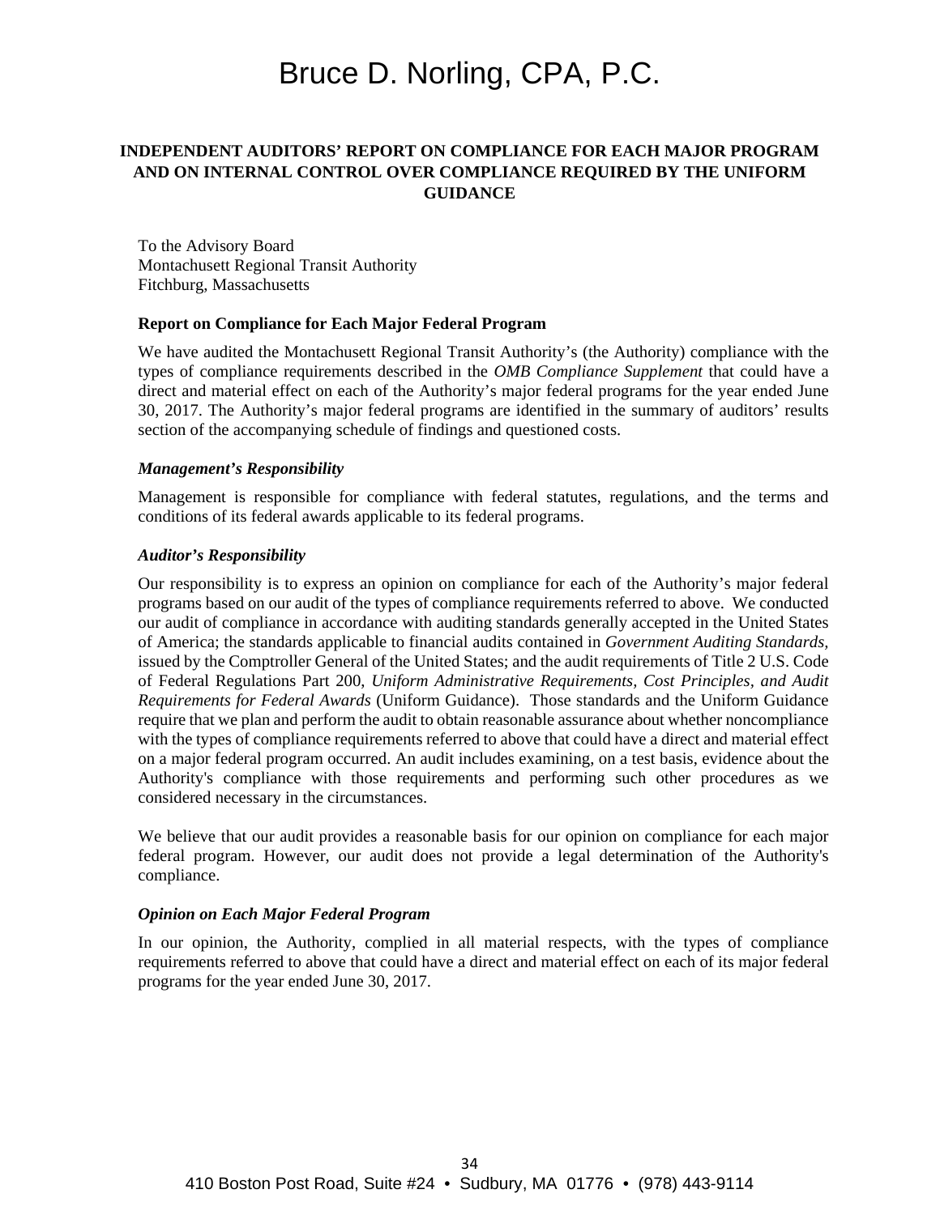# Bruce D. Norling, CPA, P.C.

## INDEPENDENT AUDITORS' REPORT ON COMPLIANCE FOR EACH MAJOR PROGRAM AND ON INTERNAL CONTROL OVER COMPLIANCE REQUIRED BY THE UNIFORM GUIDANCE

To the Advisory Board
Montachusett Regional Transit Authority
Fitchburg, Massachusetts

### Report on Compliance for Each Major Federal Program

We have audited the Montachusett Regional Transit Authority's (the Authority) compliance with the types of compliance requirements described in the *OMB Compliance Supplement* that could have a direct and material effect on each of the Authority's major federal programs for the year ended June 30, 2017. The Authority's major federal programs are identified in the summary of auditors' results section of the accompanying schedule of findings and questioned costs.

#### *Management's Responsibility*

Management is responsible for compliance with federal statutes, regulations, and the terms and conditions of its federal awards applicable to its federal programs.

#### *Auditor's Responsibility*

Our responsibility is to express an opinion on compliance for each of the Authority's major federal programs based on our audit of the types of compliance requirements referred to above. We conducted our audit of compliance in accordance with auditing standards generally accepted in the United States of America; the standards applicable to financial audits contained in *Government Auditing Standards*, issued by the Comptroller General of the United States; and the audit requirements of Title 2 U.S. Code of Federal Regulations Part 200, *Uniform Administrative Requirements, Cost Principles, and Audit Requirements for Federal Awards* (Uniform Guidance). Those standards and the Uniform Guidance require that we plan and perform the audit to obtain reasonable assurance about whether noncompliance with the types of compliance requirements referred to above that could have a direct and material effect on a major federal program occurred. An audit includes examining, on a test basis, evidence about the Authority's compliance with those requirements and performing such other procedures as we considered necessary in the circumstances.

We believe that our audit provides a reasonable basis for our opinion on compliance for each major federal program. However, our audit does not provide a legal determination of the Authority's compliance.

#### *Opinion on Each Major Federal Program*

In our opinion, the Authority, complied in all material respects, with the types of compliance requirements referred to above that could have a direct and material effect on each of its major federal programs for the year ended June 30, 2017.

410 Boston Post Road, Suite #24 • Sudbury, MA 01776 • (978) 443-9114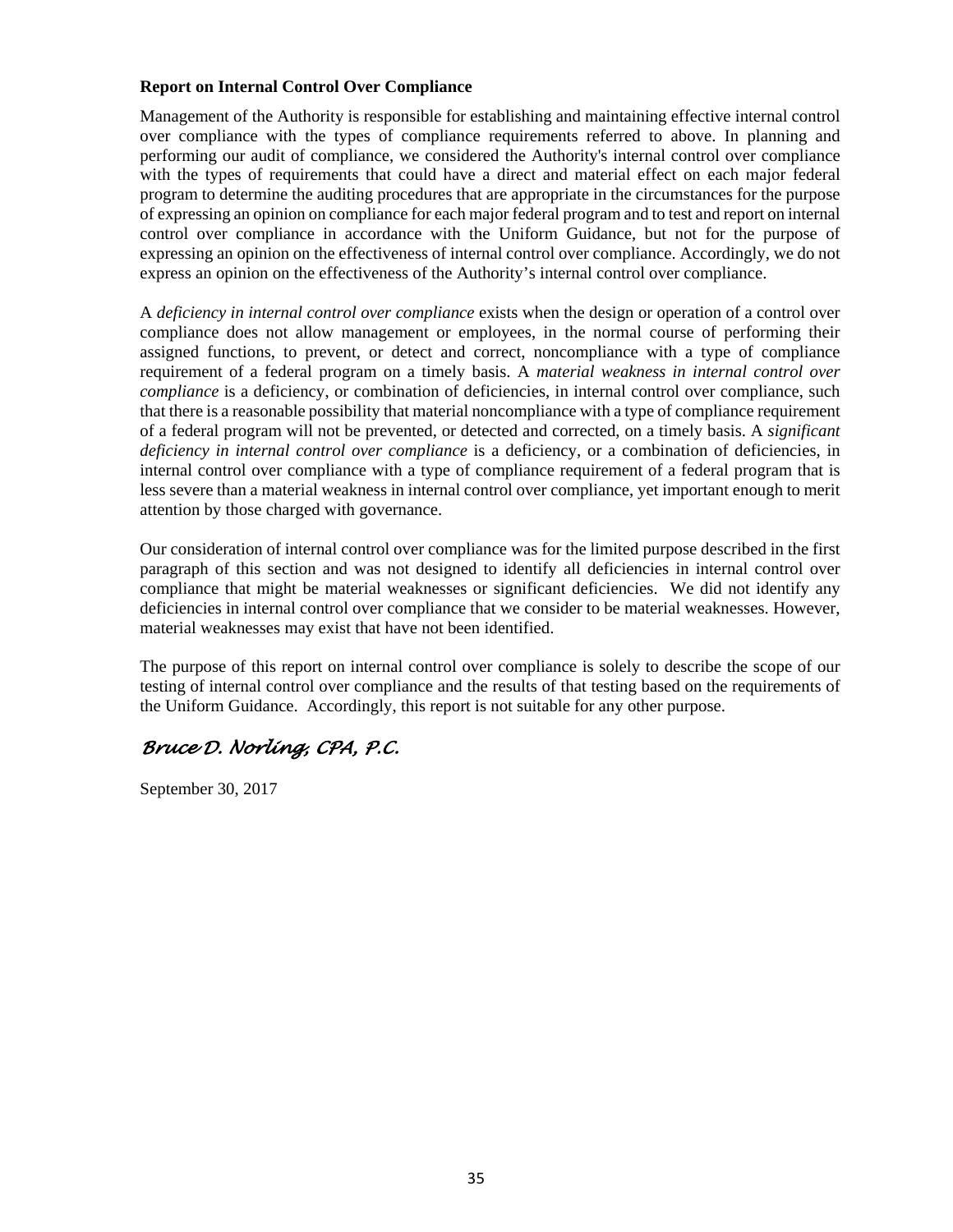**Report on Internal Control Over Compliance**

Management of the Authority is responsible for establishing and maintaining effective internal control over compliance with the types of compliance requirements referred to above. In planning and performing our audit of compliance, we considered the Authority's internal control over compliance with the types of requirements that could have a direct and material effect on each major federal program to determine the auditing procedures that are appropriate in the circumstances for the purpose of expressing an opinion on compliance for each major federal program and to test and report on internal control over compliance in accordance with the Uniform Guidance, but not for the purpose of expressing an opinion on the effectiveness of internal control over compliance. Accordingly, we do not express an opinion on the effectiveness of the Authority's internal control over compliance.

A *deficiency in internal control over compliance* exists when the design or operation of a control over compliance does not allow management or employees, in the normal course of performing their assigned functions, to prevent, or detect and correct, noncompliance with a type of compliance requirement of a federal program on a timely basis. A *material weakness in internal control over compliance* is a deficiency, or combination of deficiencies, in internal control over compliance, such that there is a reasonable possibility that material noncompliance with a type of compliance requirement of a federal program will not be prevented, or detected and corrected, on a timely basis. A *significant deficiency in internal control over compliance* is a deficiency, or a combination of deficiencies, in internal control over compliance with a type of compliance requirement of a federal program that is less severe than a material weakness in internal control over compliance, yet important enough to merit attention by those charged with governance.

Our consideration of internal control over compliance was for the limited purpose described in the first paragraph of this section and was not designed to identify all deficiencies in internal control over compliance that might be material weaknesses or significant deficiencies. We did not identify any deficiencies in internal control over compliance that we consider to be material weaknesses. However, material weaknesses may exist that have not been identified.

The purpose of this report on internal control over compliance is solely to describe the scope of our testing of internal control over compliance and the results of that testing based on the requirements of the Uniform Guidance. Accordingly, this report is not suitable for any other purpose.

*Bruce D. Norling, CPA, P.C.*

September 30, 2017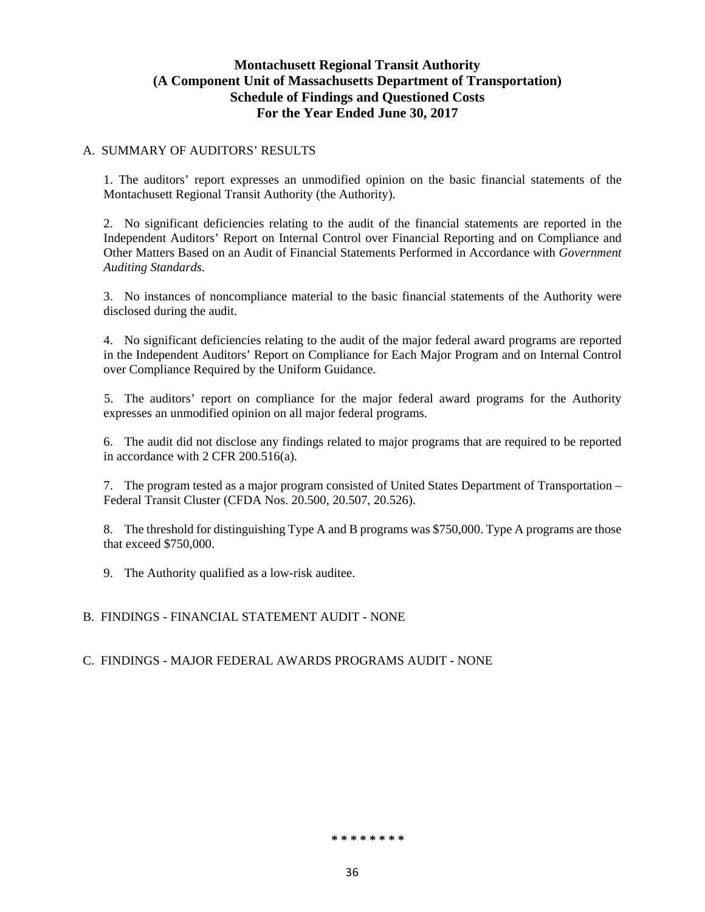# Montachusett Regional Transit Authority
# (A Component Unit of Massachusetts Department of Transportation)
# Schedule of Findings and Questioned Costs
# For the Year Ended June 30, 2017

A. SUMMARY OF AUDITORS' RESULTS

1. The auditors' report expresses an unmodified opinion on the basic financial statements of the Montachusett Regional Transit Authority (the Authority).

2. No significant deficiencies relating to the audit of the financial statements are reported in the Independent Auditors' Report on Internal Control over Financial Reporting and on Compliance and Other Matters Based on an Audit of Financial Statements Performed in Accordance with *Government Auditing Standards*.

3. No instances of noncompliance material to the basic financial statements of the Authority were disclosed during the audit.

4. No significant deficiencies relating to the audit of the major federal award programs are reported in the Independent Auditors' Report on Compliance for Each Major Program and on Internal Control over Compliance Required by the Uniform Guidance.

5. The auditors' report on compliance for the major federal award programs for the Authority expresses an unmodified opinion on all major federal programs.

6. The audit did not disclose any findings related to major programs that are required to be reported in accordance with 2 CFR 200.516(a).

7. The program tested as a major program consisted of United States Department of Transportation – Federal Transit Cluster (CFDA Nos. 20.500, 20.507, 20.526).

8. The threshold for distinguishing Type A and B programs was $750,000. Type A programs are those that exceed $750,000.

9. The Authority qualified as a low-risk auditee.

B. FINDINGS - FINANCIAL STATEMENT AUDIT - NONE

C. FINDINGS - MAJOR FEDERAL AWARDS PROGRAMS AUDIT - NONE

* * * * * * * *